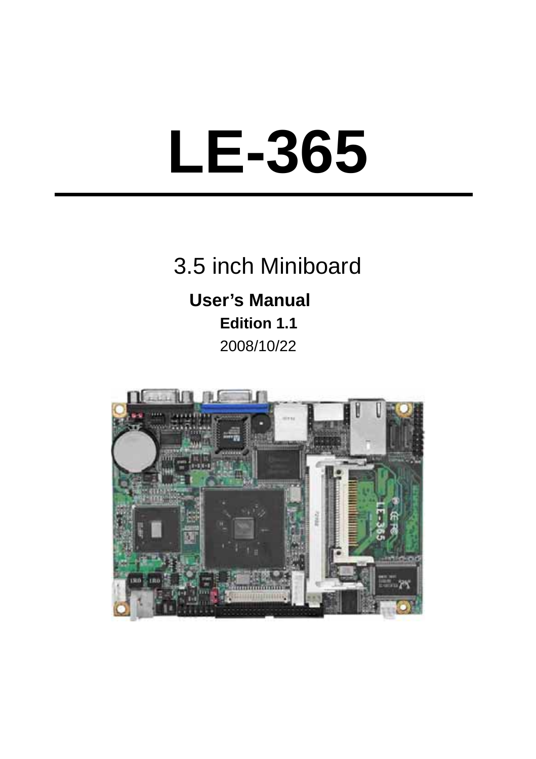# LE-365

3.5 inch Miniboard

**User's Manual**

**Edition 1.1**

2008/10/22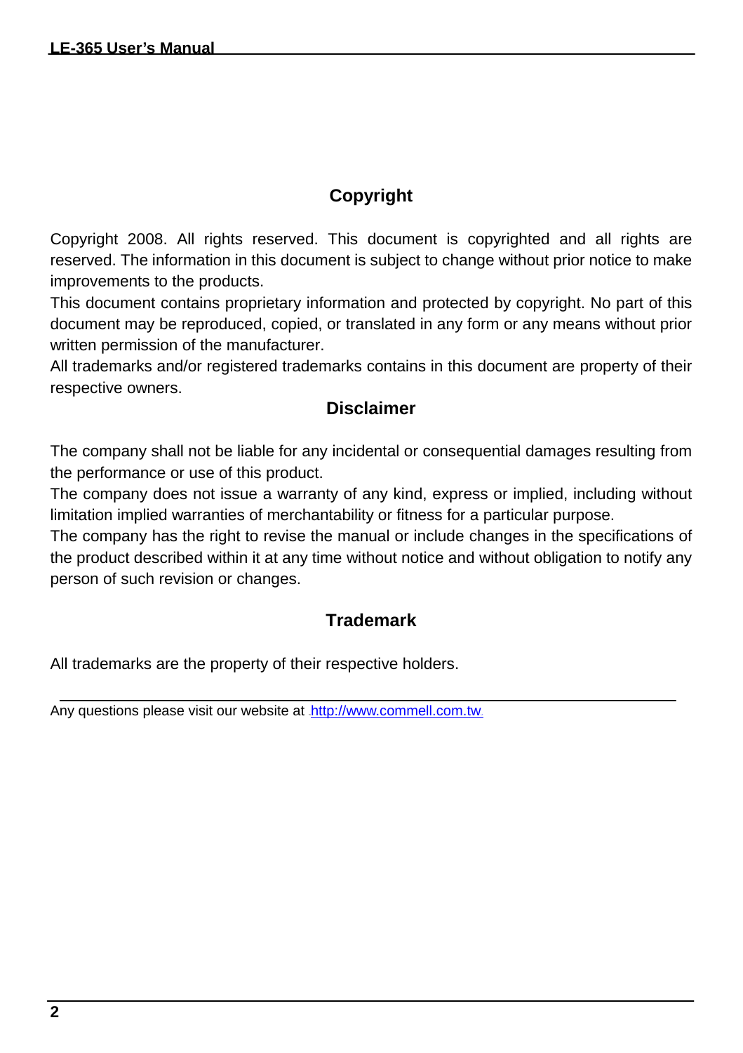## Copyright

Copyright 2008. All rights reserved. This document is copyrighted and all rights are reserved. The information in this document is subject to change without prior notice to make improvements to the products.

This document contains proprietary information and protected by copyright. No part of this document may be reproduced, copied, or translated in any form or any means without prior written permission of the manufacturer.

All trademarks and/or registered trademarks contains in this document are property of their respective owners.

## Disclaimer

The company shall not be liable for any incidental or consequential damages resulting from the performance or use of this product.

The company does not issue a warranty of any kind, express or implied, including without limitation implied warranties of merchantability or fitness for a particular purpose.

The company has the right to revise the manual or include changes in the specifications of the product described within it at any time without notice and without obligation to notify any person of such revision or changes.

## Trademark

All trademarks are the property of their respective holders.

---

Any questions please visit our website at http://www.commell.com.tw.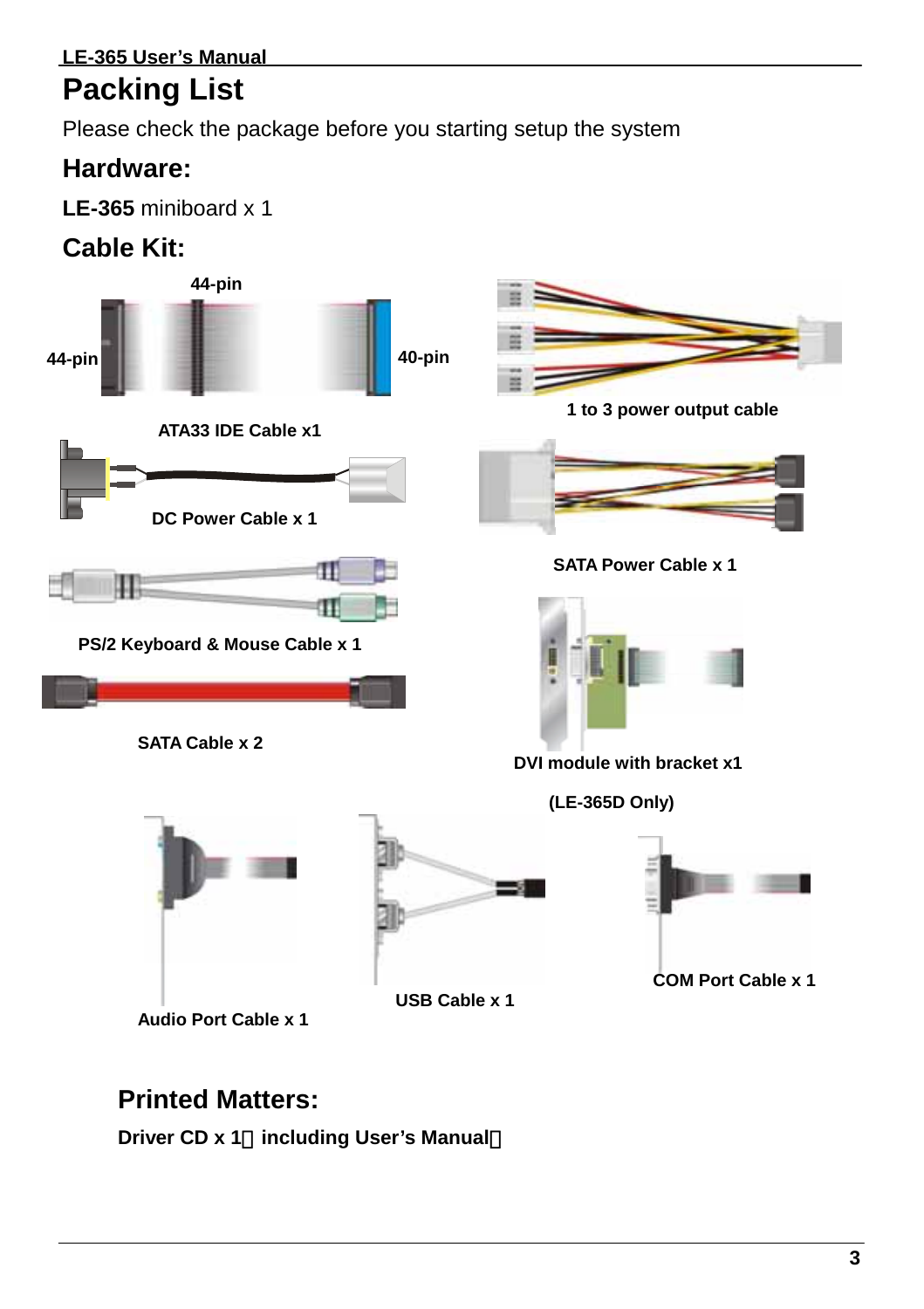# Packing List

Please check the package before you starting setup the system

## Hardware:

**LE-365** miniboard x 1

## Cable Kit:

44-pin

44-pin

40-pin

ATA33 IDE Cable x1

1 to 3 power output cable

DC Power Cable x 1

SATA Power Cable x 1

PS/2 Keyboard & Mouse Cable x 1

SATA Cable x 2

DVI module with bracket x1

(LE-365D Only)

Audio Port Cable x 1

USB Cable x 1

COM Port Cable x 1

## Printed Matters:

**Driver CD x 1（including User's Manual）**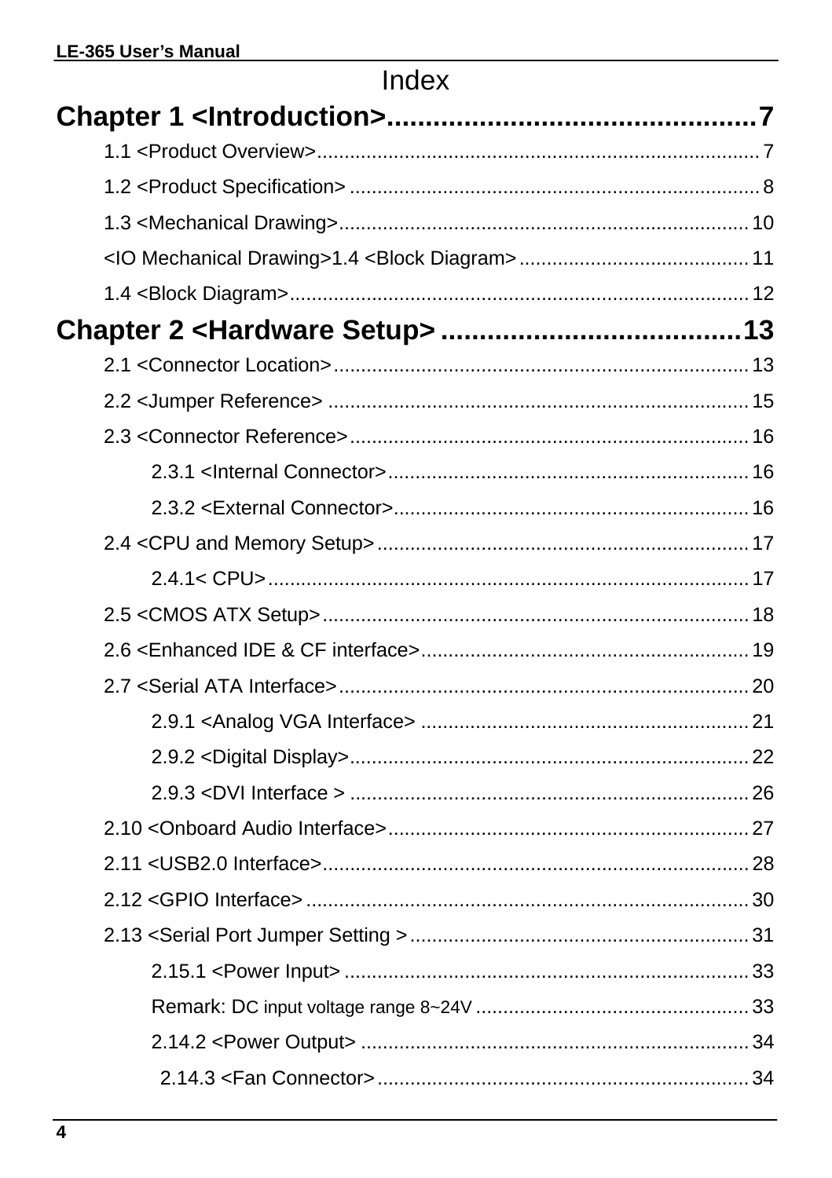# Index

## Chapter 1 <Introduction>................................................7

1.1 <Product Overview>................................................................................7

1.2 <Product Specification>..........................................................................8

1.3 <Mechanical Drawing>..........................................................................10

<IO Mechanical Drawing>1.4 <Block Diagram>.........................................11

1.4 <Block Diagram>...................................................................................12

## Chapter 2 <Hardware Setup>.......................................13

2.1 <Connector Location>............................................................................13

2.2 <Jumper Reference>..............................................................................15

2.3 <Connector Reference>.........................................................................16

2.3.1 <Internal Connector>.................................................................16

2.3.2 <External Connector>................................................................16

2.4 <CPU and Memory Setup>....................................................................17

2.4.1< CPU>.......................................................................................17

2.5 <CMOS ATX Setup>..............................................................................18

2.6 <Enhanced IDE & CF interface>............................................................19

2.7 <Serial ATA Interface>...........................................................................20

2.9.1 <Analog VGA Interface>............................................................21

2.9.2 <Digital Display>.........................................................................22

2.9.3 <DVI Interface >.........................................................................26

2.10 <Onboard Audio Interface>..................................................................27

2.11 <USB2.0 Interface>..............................................................................28

2.12 <GPIO Interface>.................................................................................30

2.13 <Serial Port Jumper Setting >..............................................................31

2.15.1 <Power Input>..........................................................................33

Remark: DC input voltage range 8~24V..................................................33

2.14.2 <Power Output>.......................................................................34

2.14.3 <Fan Connector>.....................................................................34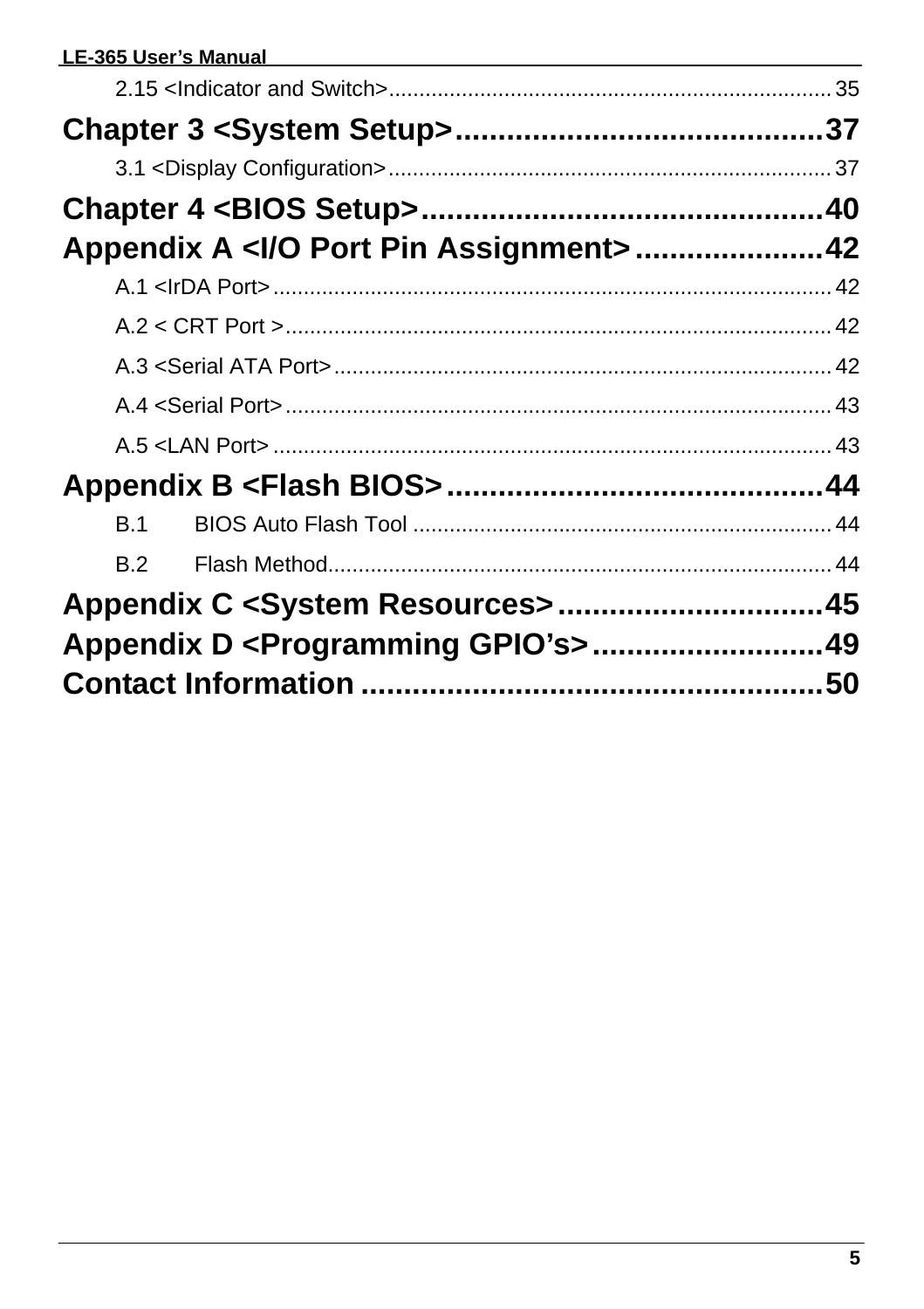2.15 <Indicator and Switch> ........................................................................ 35

**Chapter 3 <System Setup> ........................................ 37**

3.1 <Display Configuration> ........................................................................ 37

**Chapter 4 <BIOS Setup> ............................................ 40**

**Appendix A <I/O Port Pin Assignment> ..................... 42**

A.1 <IrDA Port> ........................................................................................ 42

A.2 < CRT Port > ...................................................................................... 42

A.3 <Serial ATA Port> ............................................................................... 42

A.4 <Serial Port> ...................................................................................... 43

A.5 <LAN Port> ........................................................................................ 43

**Appendix B <Flash BIOS> ......................................... 44**

B.1 BIOS Auto Flash Tool ........................................................................ 44

B.2 Flash Method...................................................................................... 44

**Appendix C <System Resources> .............................. 45**

**Appendix D <Programming GPIO's> .......................... 49**

**Contact Information ................................................... 50**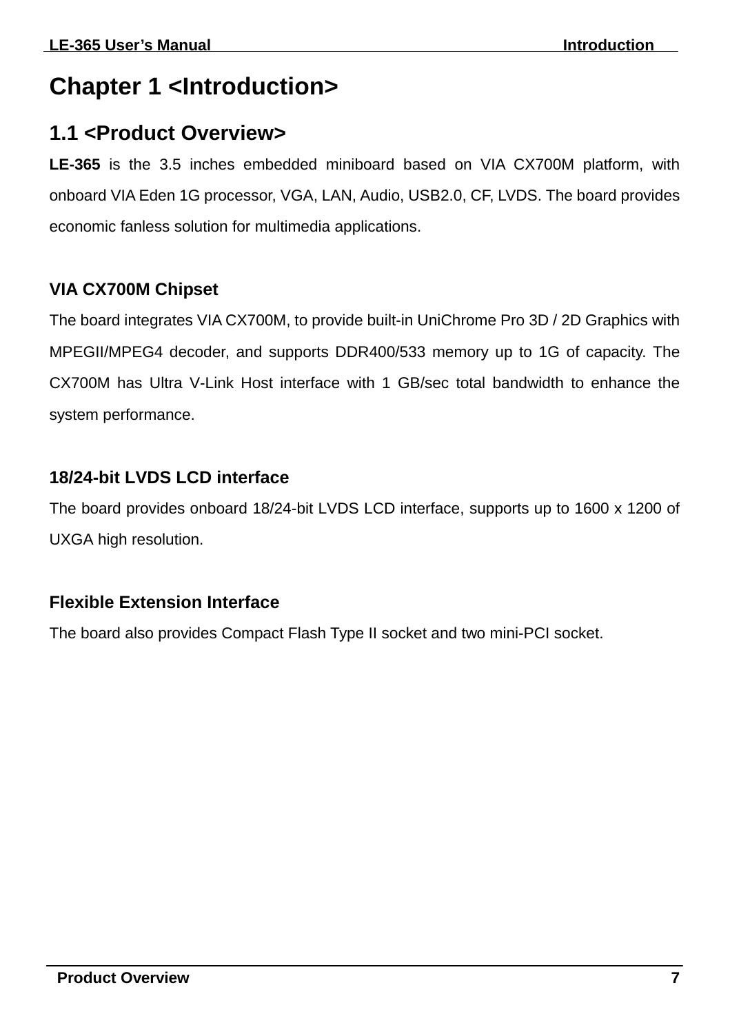# Chapter 1 <Introduction>

## 1.1 <Product Overview>

**LE-365** is the 3.5 inches embedded miniboard based on VIA CX700M platform, with onboard VIA Eden 1G processor, VGA, LAN, Audio, USB2.0, CF, LVDS. The board provides economic fanless solution for multimedia applications.

### VIA CX700M Chipset

The board integrates VIA CX700M, to provide built-in UniChrome Pro 3D / 2D Graphics with MPEGII/MPEG4 decoder, and supports DDR400/533 memory up to 1G of capacity. The CX700M has Ultra V-Link Host interface with 1 GB/sec total bandwidth to enhance the system performance.

### 18/24-bit LVDS LCD interface

The board provides onboard 18/24-bit LVDS LCD interface, supports up to 1600 x 1200 of UXGA high resolution.

### Flexible Extension Interface

The board also provides Compact Flash Type II socket and two mini-PCI socket.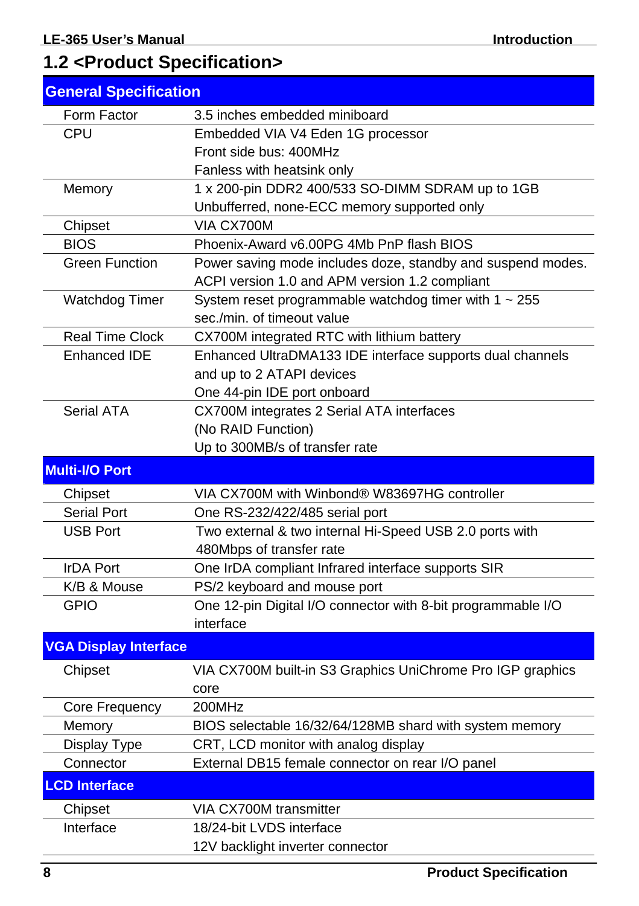## 1.2 <Product Specification>

| **General Specification** | |
|---|---|
| Form Factor | 3.5 inches embedded miniboard |
| CPU | Embedded VIA V4 Eden 1G processor<br>Front side bus: 400MHz<br>Fanless with heatsink only |
| Memory | 1 x 200-pin DDR2 400/533 SO-DIMM SDRAM up to 1GB<br>Unbufferred, none-ECC memory supported only |
| Chipset | VIA CX700M |
| BIOS | Phoenix-Award v6.00PG 4Mb PnP flash BIOS |
| Green Function | Power saving mode includes doze, standby and suspend modes.<br>ACPI version 1.0 and APM version 1.2 compliant |
| Watchdog Timer | System reset programmable watchdog timer with 1 ~ 255 sec./min. of timeout value |
| Real Time Clock | CX700M integrated RTC with lithium battery |
| Enhanced IDE | Enhanced UltraDMA133 IDE interface supports dual channels and up to 2 ATAPI devices<br>One 44-pin IDE port onboard |
| Serial ATA | CX700M integrates 2 Serial ATA interfaces<br>(No RAID Function)<br>Up to 300MB/s of transfer rate |
| **Multi-I/O Port** | |
| Chipset | VIA CX700M with Winbond® W83697HG controller |
| Serial Port | One RS-232/422/485 serial port |
| USB Port | Two external & two internal Hi-Speed USB 2.0 ports with 480Mbps of transfer rate |
| IrDA Port | One IrDA compliant Infrared interface supports SIR |
| K/B & Mouse | PS/2 keyboard and mouse port |
| GPIO | One 12-pin Digital I/O connector with 8-bit programmable I/O interface |
| **VGA Display Interface** | |
| Chipset | VIA CX700M built-in S3 Graphics UniChrome Pro IGP graphics core |
| Core Frequency | 200MHz |
| Memory | BIOS selectable 16/32/64/128MB shard with system memory |
| Display Type | CRT, LCD monitor with analog display |
| Connector | External DB15 female connector on rear I/O panel |
| **LCD Interface** | |
| Chipset | VIA CX700M transmitter |
| Interface | 18/24-bit LVDS interface<br>12V backlight inverter connector |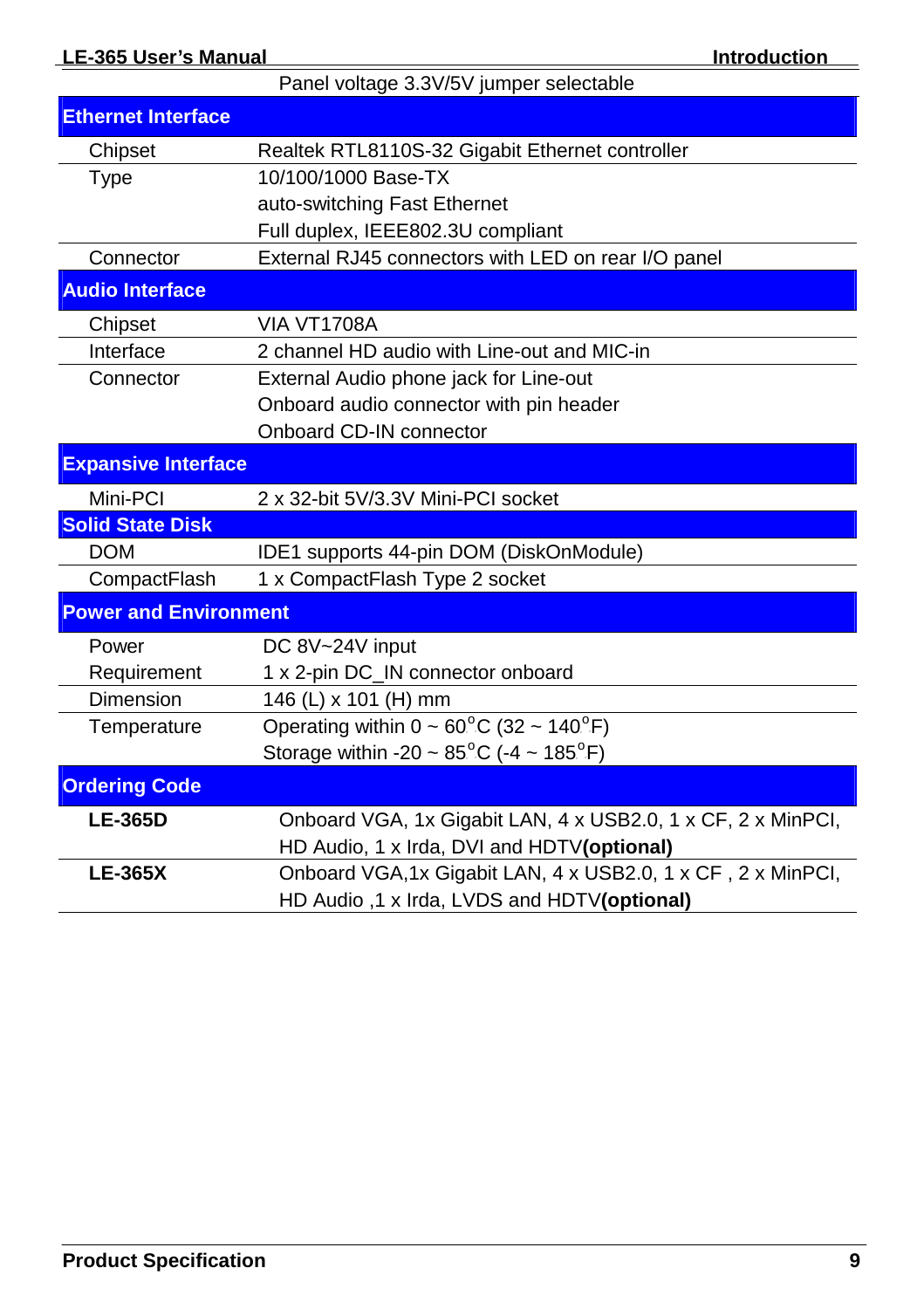| | Panel voltage 3.3V/5V jumper selectable |
|---|---|
| **Ethernet Interface** | |
| Chipset | Realtek RTL8110S-32 Gigabit Ethernet controller |
| Type | 10/100/1000 Base-TX<br>auto-switching Fast Ethernet<br>Full duplex, IEEE802.3U compliant |
| Connector | External RJ45 connectors with LED on rear I/O panel |
| **Audio Interface** | |
| Chipset | VIA VT1708A |
| Interface | 2 channel HD audio with Line-out and MIC-in |
| Connector | External Audio phone jack for Line-out<br>Onboard audio connector with pin header<br>Onboard CD-IN connector |
| **Expansive Interface** | |
| Mini-PCI | 2 x 32-bit 5V/3.3V Mini-PCI socket |
| **Solid State Disk** | |
| DOM | IDE1 supports 44-pin DOM (DiskOnModule) |
| CompactFlash | 1 x CompactFlash Type 2 socket |
| **Power and Environment** | |
| Power Requirement | DC 8V~24V input<br>1 x 2-pin DC_IN connector onboard |
| Dimension | 146 (L) x 101 (H) mm |
| Temperature | Operating within 0 ~ 60°C (32 ~ 140°F)<br>Storage within -20 ~ 85°C (-4 ~ 185°F) |
| **Ordering Code** | |
| **LE-365D** | Onboard VGA, 1x Gigabit LAN, 4 x USB2.0, 1 x CF, 2 x MinPCI, HD Audio, 1 x Irda, DVI and HDTV**(optional)** |
| **LE-365X** | Onboard VGA,1x Gigabit LAN, 4 x USB2.0, 1 x CF , 2 x MinPCI, HD Audio ,1 x Irda, LVDS and HDTV**(optional)** |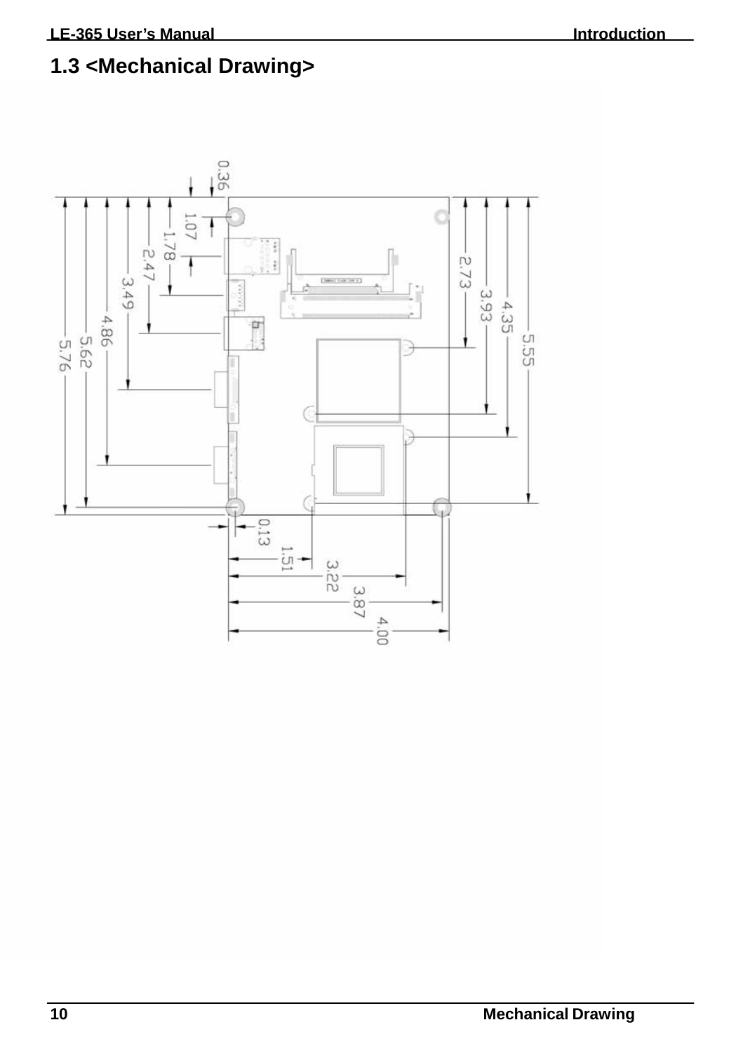## 1.3 <Mechanical Drawing>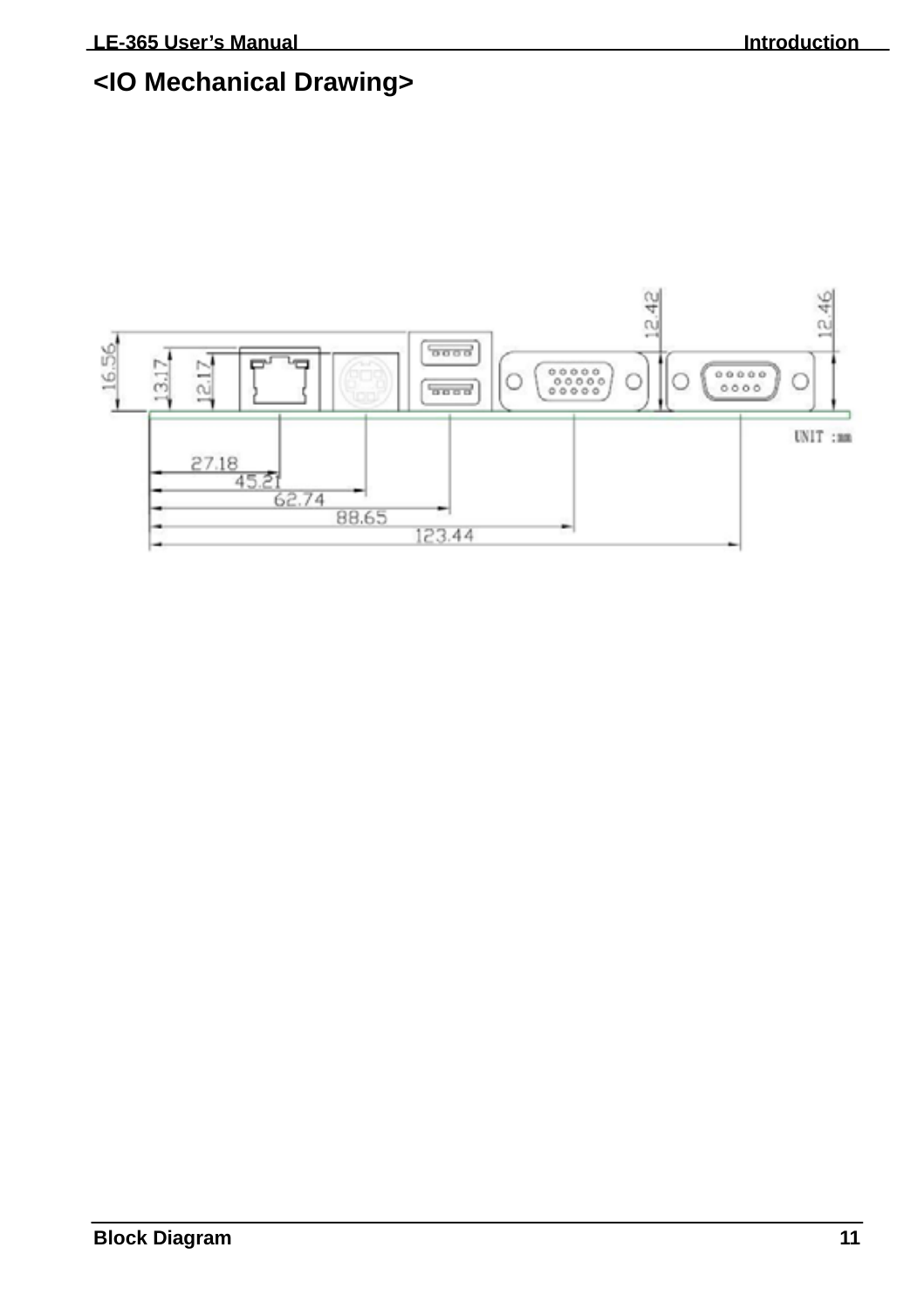## <IO Mechanical Drawing>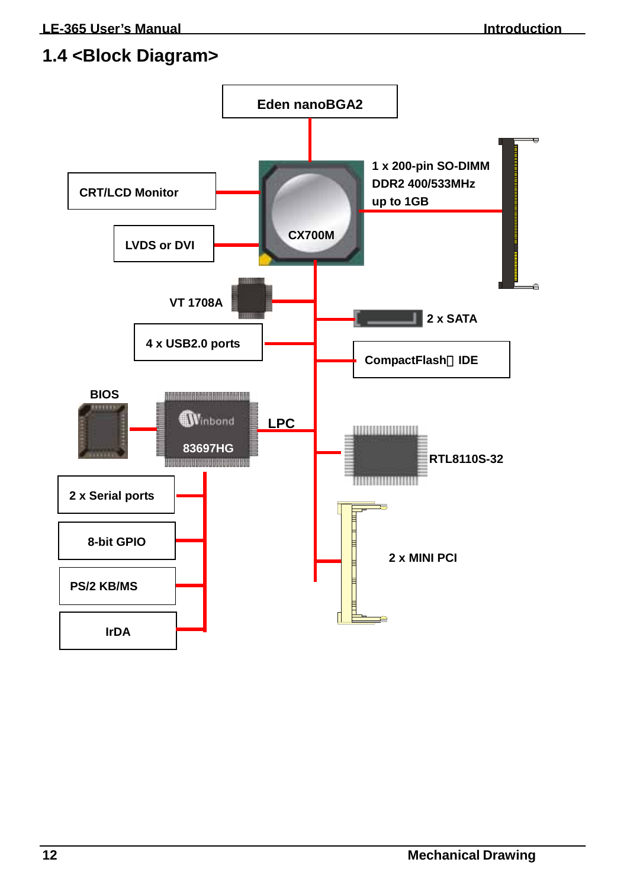## 1.4 <Block Diagram>

Eden nanoBGA2

CRT/LCD Monitor

LVDS or DVI

CX700M

1 x 200-pin SO-DIMM
DDR2 400/533MHz
up to 1GB

VT 1708A

2 x SATA

4 x USB2.0 ports

CompactFlash／IDE

BIOS

Winbond
83697HG

LPC

RTL8110S-32

2 x Serial ports

8-bit GPIO

2 x MINI PCI

PS/2 KB/MS

IrDA

Mechanical Drawing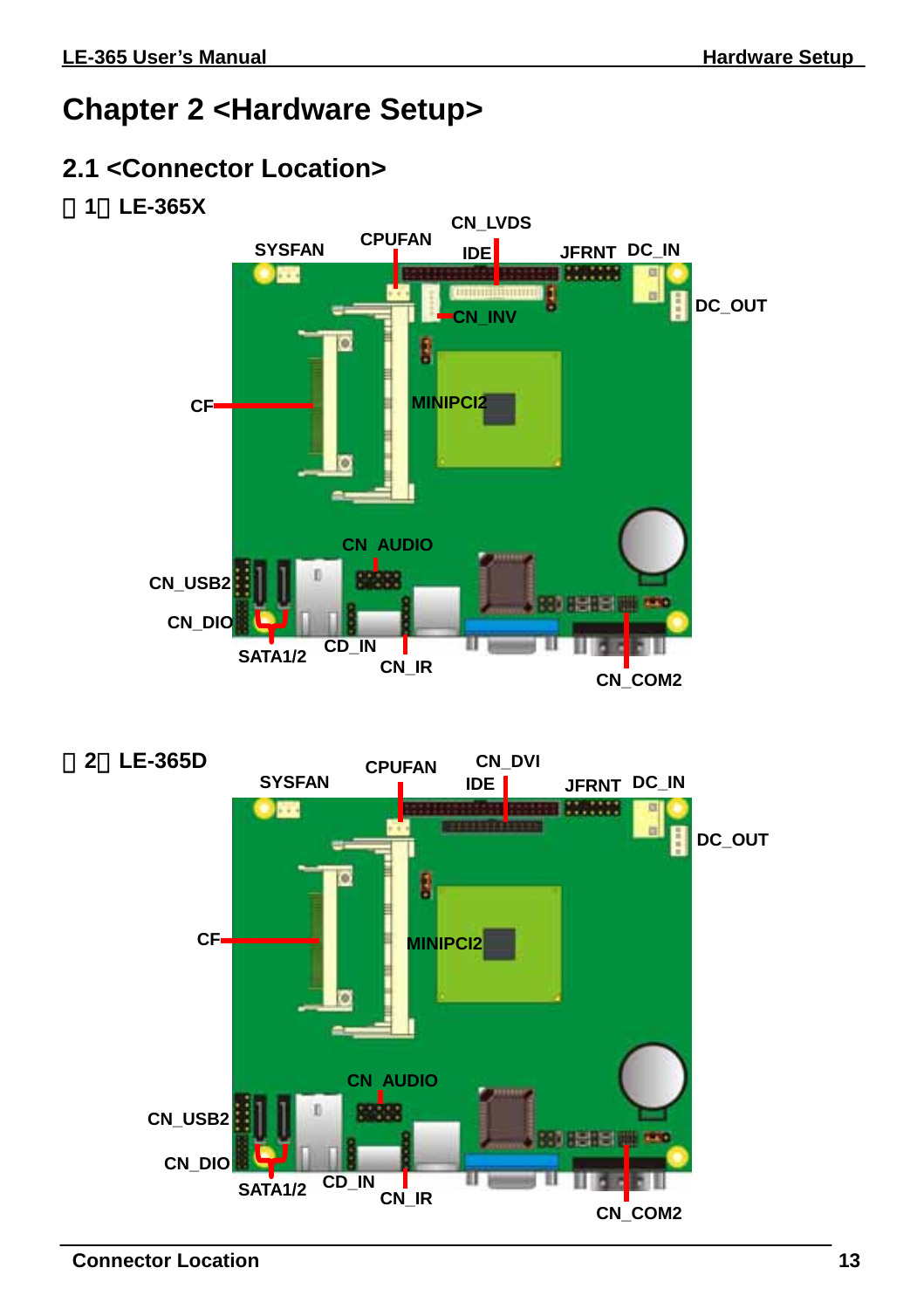# Chapter 2 <Hardware Setup>

## 2.1 <Connector Location>

（1）LE-365X

SYSFAN CPUFAN CN_LVDS IDE JFRNT DC_IN DC_OUT CN_INV CF MINIPCI2 CN_AUDIO CN_USB2 CN_DIO SATA1/2 CD_IN CN_IR CN_COM2

（2）LE-365D

SYSFAN CPUFAN CN_DVI IDE JFRNT DC_IN DC_OUT CF MINIPCI2 CN_AUDIO CN_USB2 CN_DIO SATA1/2 CD_IN CN_IR CN_COM2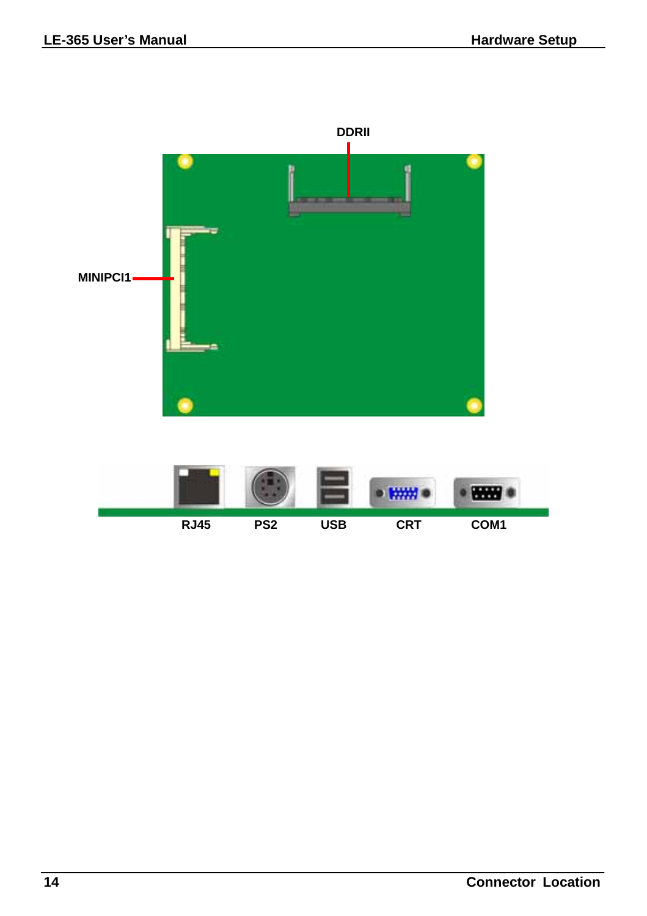DDRII

MINIPCI1

RJ45 PS2 USB CRT COM1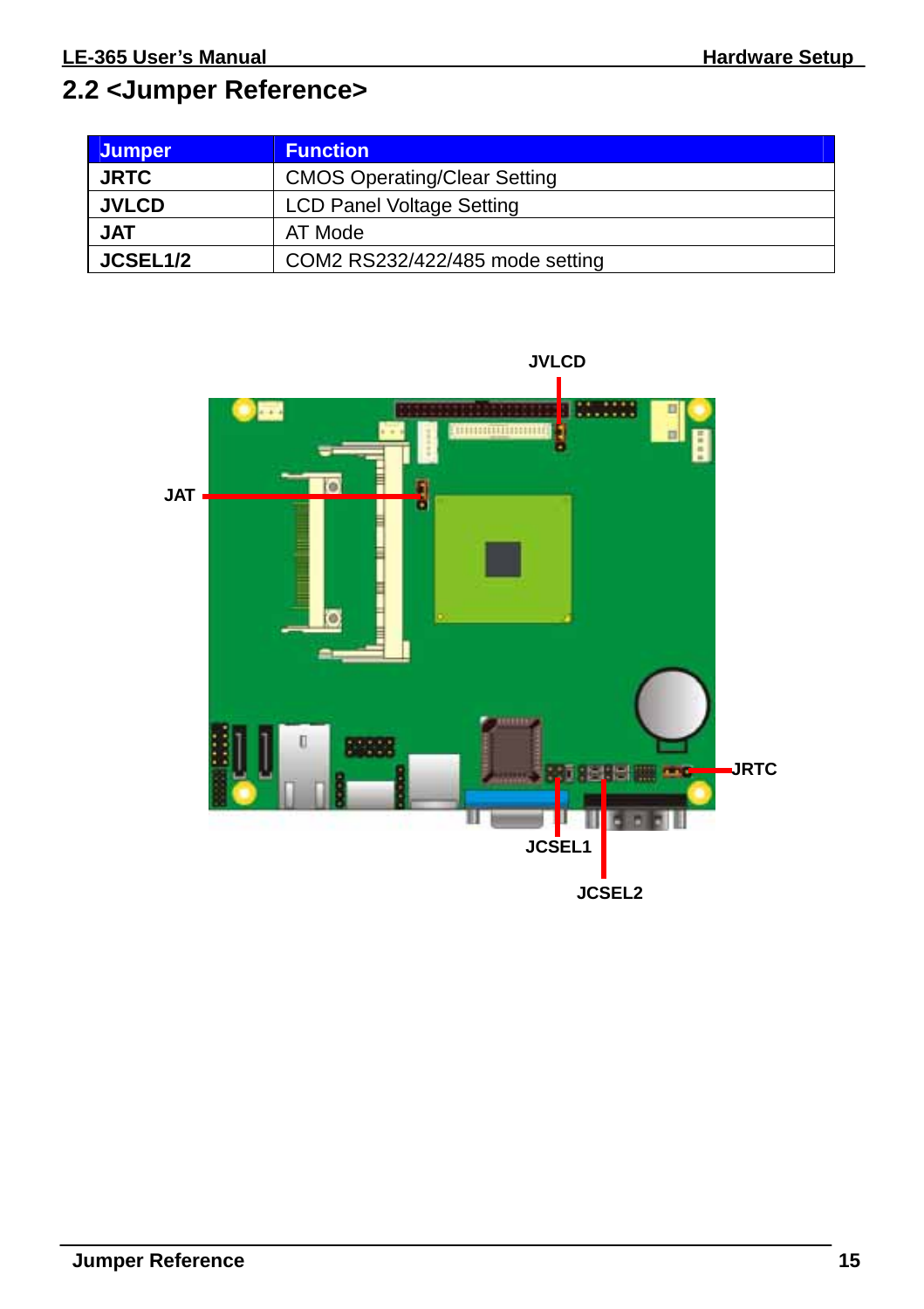## 2.2 <Jumper Reference>

| Jumper | Function |
|---|---|
| **JRTC** | CMOS Operating/Clear Setting |
| **JVLCD** | LCD Panel Voltage Setting |
| **JAT** | AT Mode |
| **JCSEL1/2** | COM2 RS232/422/485 mode setting |

JVLCD

JAT

JRTC

JCSEL1

JCSEL2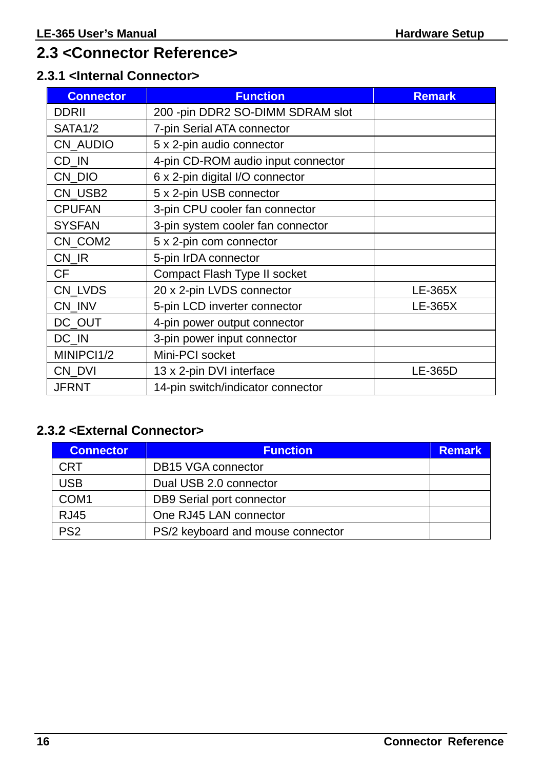## 2.3 <Connector Reference>

### 2.3.1 <Internal Connector>

| Connector | Function | Remark |
|---|---|---|
| DDRII | 200 -pin DDR2 SO-DIMM SDRAM slot | |
| SATA1/2 | 7-pin Serial ATA connector | |
| CN_AUDIO | 5 x 2-pin audio connector | |
| CD_IN | 4-pin CD-ROM audio input connector | |
| CN_DIO | 6 x 2-pin digital I/O connector | |
| CN_USB2 | 5 x 2-pin USB connector | |
| CPUFAN | 3-pin CPU cooler fan connector | |
| SYSFAN | 3-pin system cooler fan connector | |
| CN_COM2 | 5 x 2-pin com connector | |
| CN_IR | 5-pin IrDA connector | |
| CF | Compact Flash Type II socket | |
| CN_LVDS | 20 x 2-pin LVDS connector | LE-365X |
| CN_INV | 5-pin LCD inverter connector | LE-365X |
| DC_OUT | 4-pin power output connector | |
| DC_IN | 3-pin power input connector | |
| MINIPCI1/2 | Mini-PCI socket | |
| CN_DVI | 13 x 2-pin DVI interface | LE-365D |
| JFRNT | 14-pin switch/indicator connector | |

### 2.3.2 <External Connector>

| Connector | Function | Remark |
|---|---|---|
| CRT | DB15 VGA connector | |
| USB | Dual USB 2.0 connector | |
| COM1 | DB9 Serial port connector | |
| RJ45 | One RJ45 LAN connector | |
| PS2 | PS/2 keyboard and mouse connector | |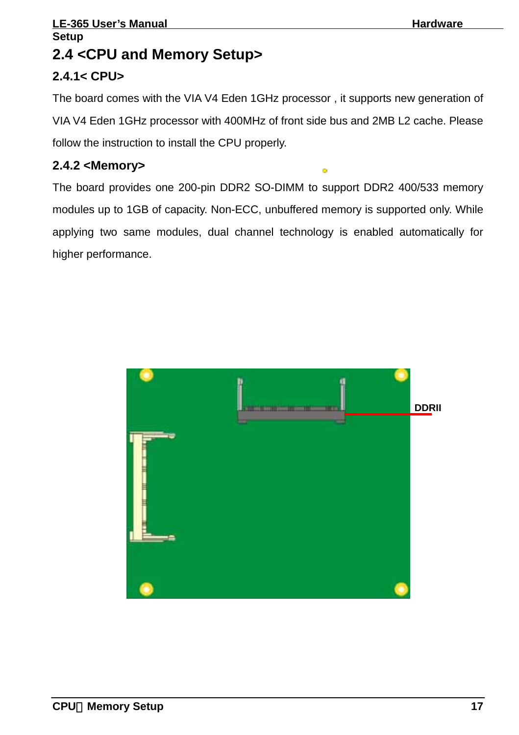## 2.4 <CPU and Memory Setup>

### 2.4.1< CPU>

The board comes with the VIA V4 Eden 1GHz processor , it supports new generation of VIA V4 Eden 1GHz processor with 400MHz of front side bus and 2MB L2 cache. Please follow the instruction to install the CPU properly.

### 2.4.2 <Memory>

The board provides one 200-pin DDR2 SO-DIMM to support DDR2 400/533 memory modules up to 1GB of capacity. Non-ECC, unbuffered memory is supported only. While applying two same modules, dual channel technology is enabled automatically for higher performance.

DDRII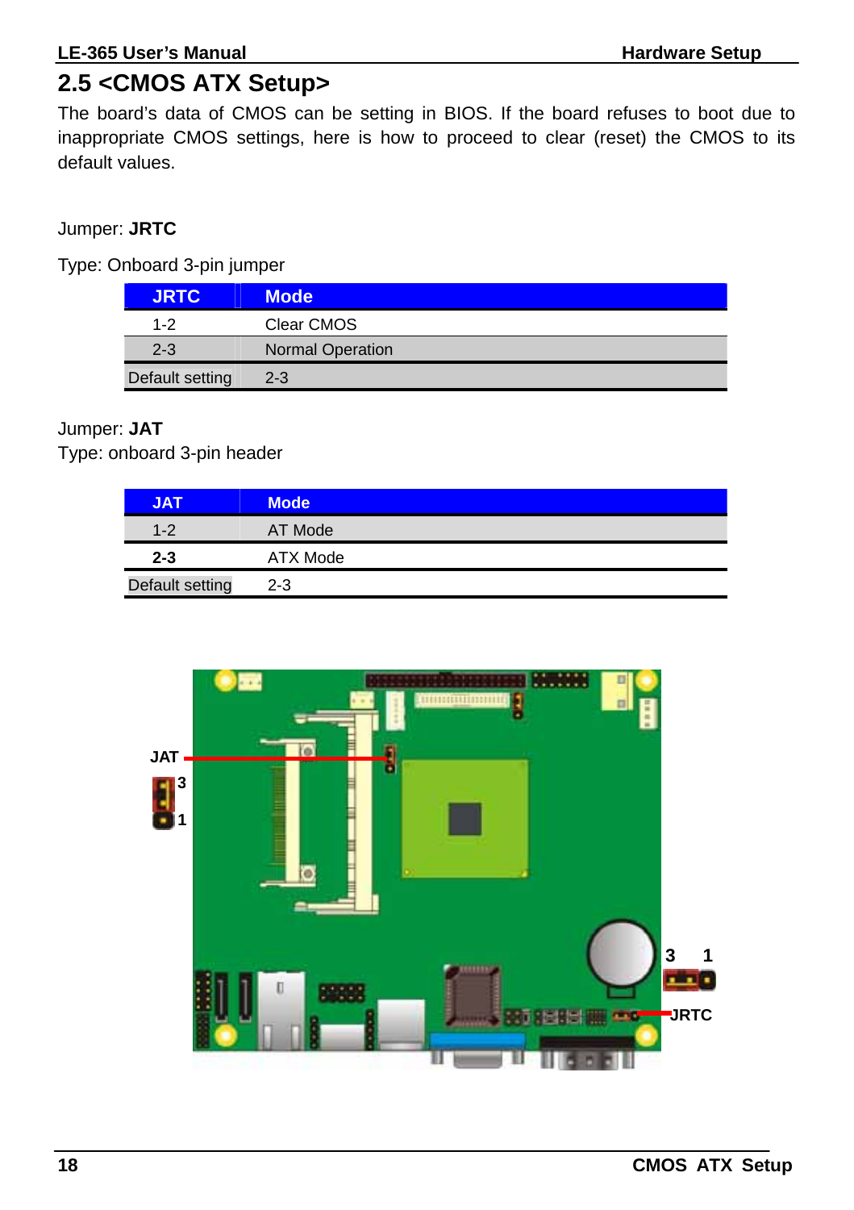## 2.5 <CMOS ATX Setup>

The board's data of CMOS can be setting in BIOS. If the board refuses to boot due to inappropriate CMOS settings, here is how to proceed to clear (reset) the CMOS to its default values.

Jumper: **JRTC**

Type: Onboard 3-pin jumper

| JRTC | Mode |
|---|---|
| 1-2 | Clear CMOS |
| 2-3 | Normal Operation |
| Default setting | 2-3 |

Jumper: **JAT**

Type: onboard 3-pin header

| JAT | Mode |
|---|---|
| 1-2 | AT Mode |
| **2-3** | ATX Mode |
| Default setting | 2-3 |

JAT

3

1

3 1

JRTC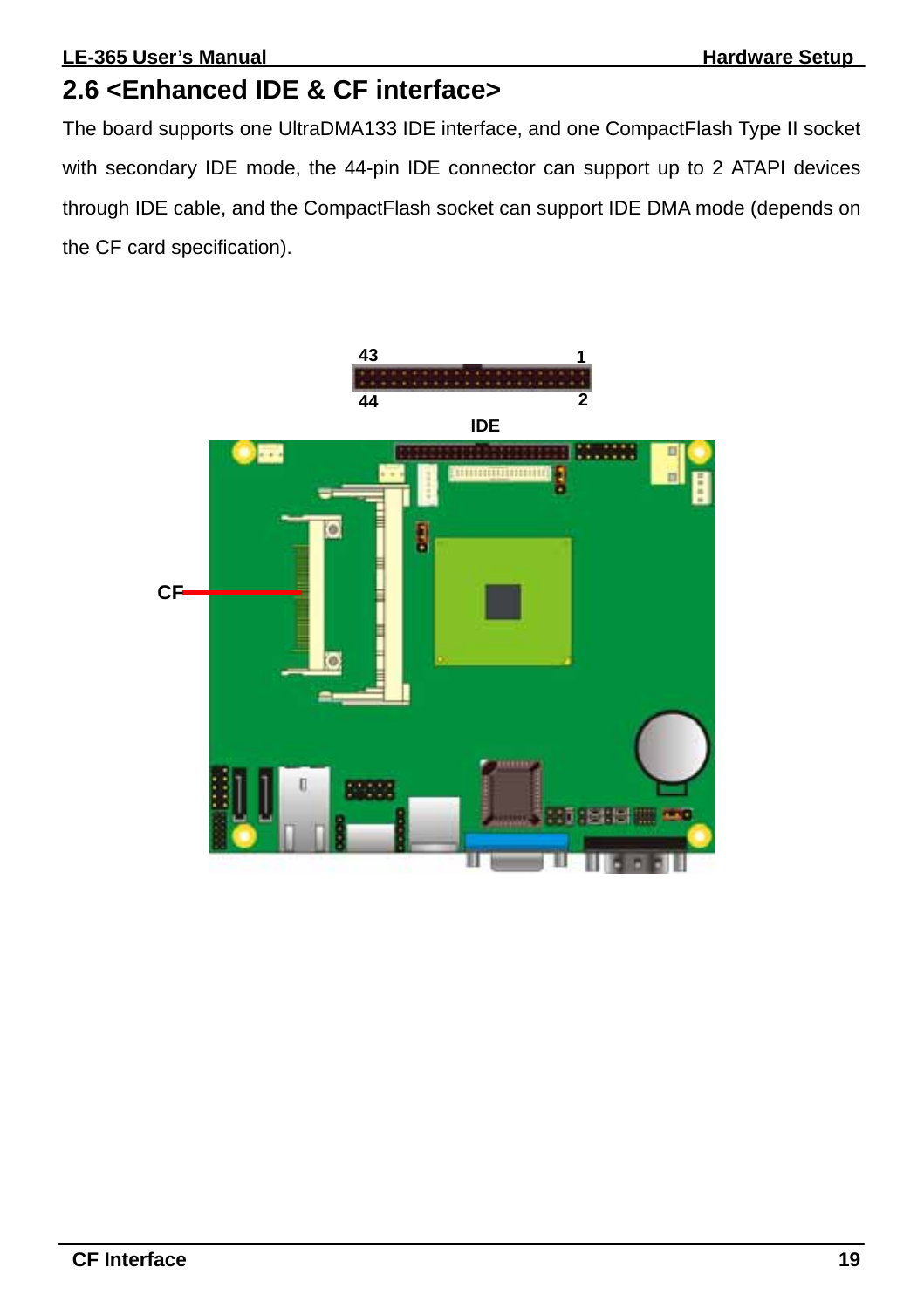## 2.6 <Enhanced IDE & CF interface>

The board supports one UltraDMA133 IDE interface, and one CompactFlash Type II socket with secondary IDE mode, the 44-pin IDE connector can support up to 2 ATAPI devices through IDE cable, and the CompactFlash socket can support IDE DMA mode (depends on the CF card specification).

43 1

44 2

IDE

CF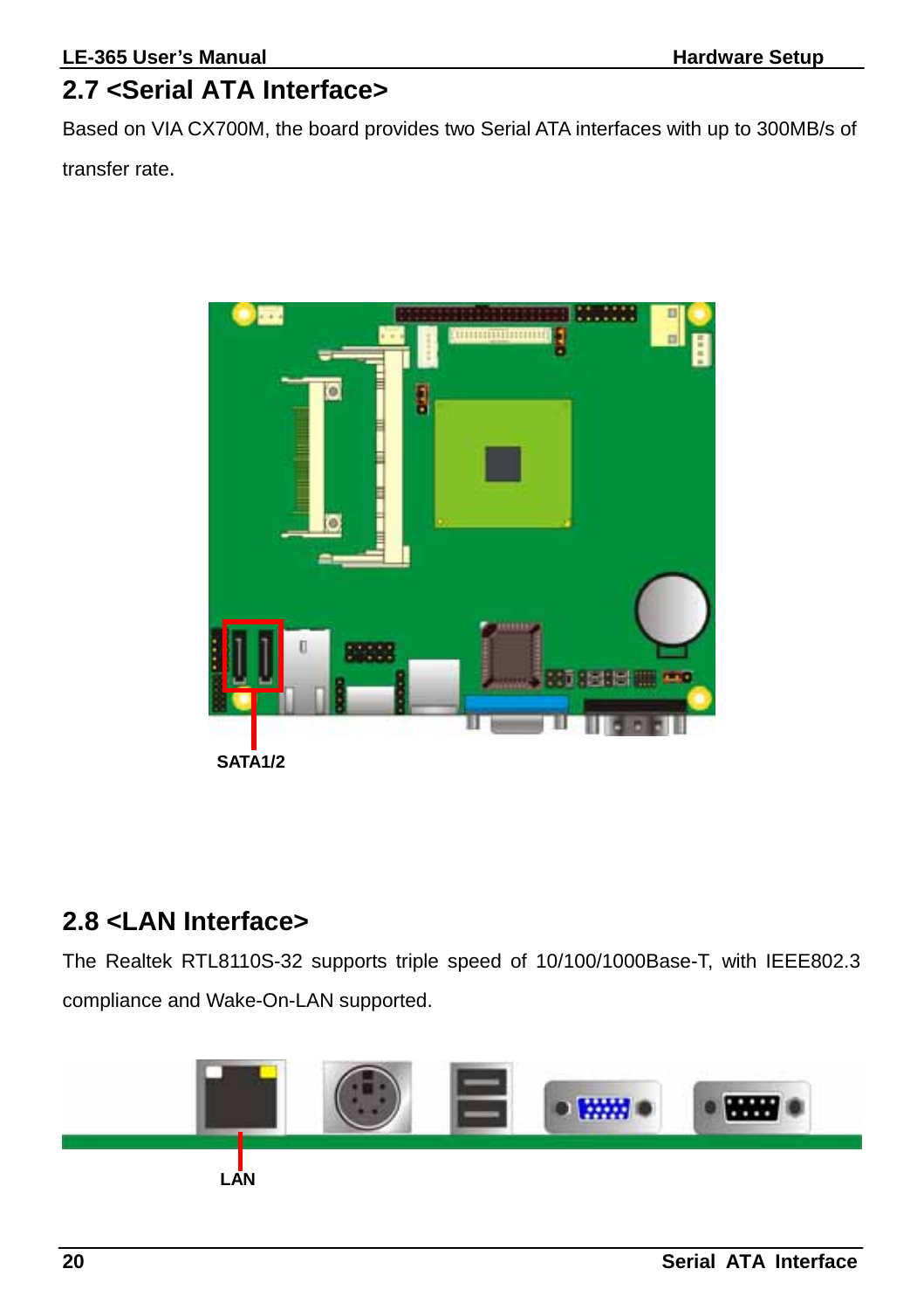## 2.7 <Serial ATA Interface>

Based on VIA CX700M, the board provides two Serial ATA interfaces with up to 300MB/s of transfer rate.

SATA1/2

## 2.8 <LAN Interface>

The Realtek RTL8110S-32 supports triple speed of 10/100/1000Base-T, with IEEE802.3 compliance and Wake-On-LAN supported.

LAN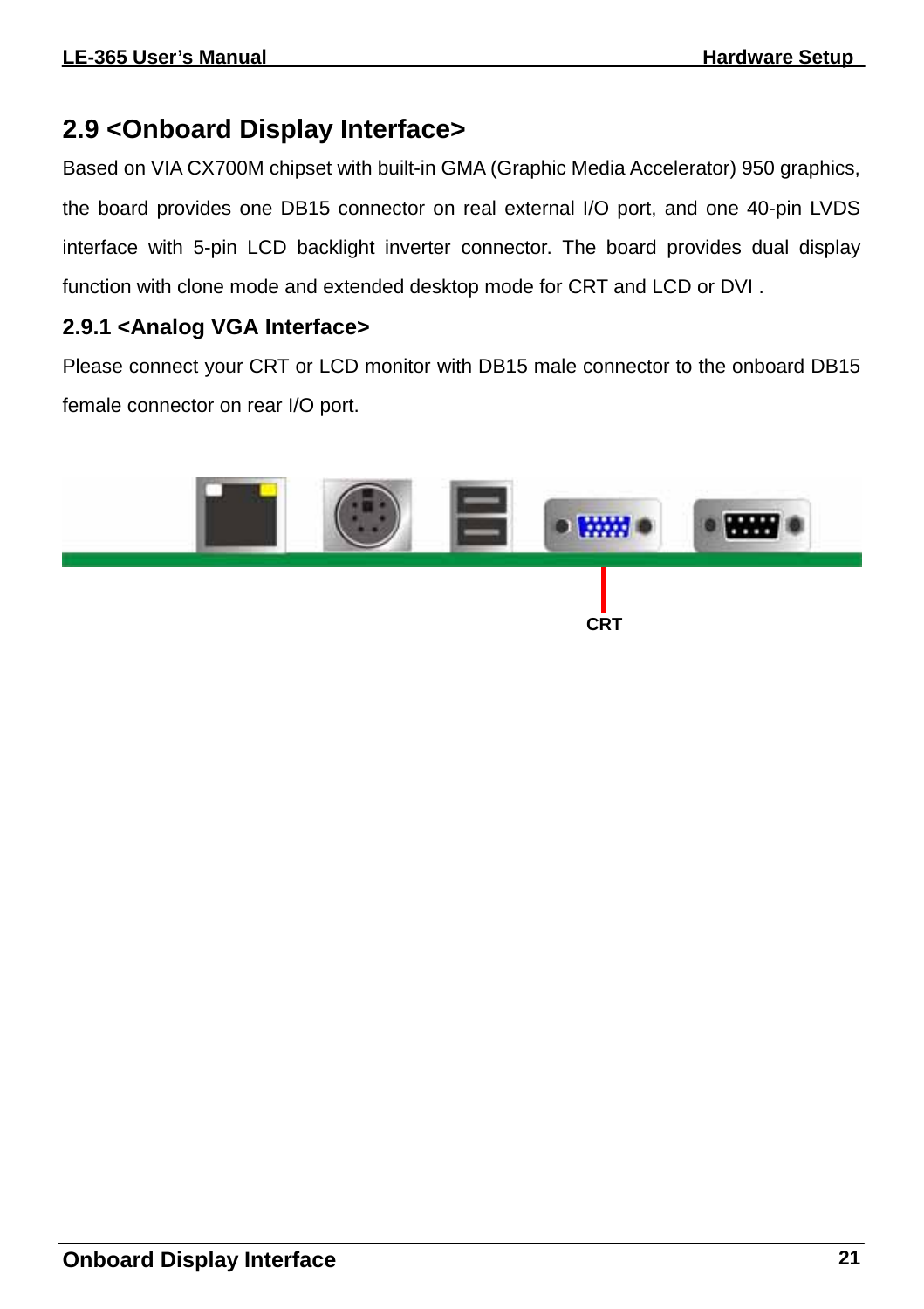## 2.9 <Onboard Display Interface>

Based on VIA CX700M chipset with built-in GMA (Graphic Media Accelerator) 950 graphics, the board provides one DB15 connector on real external I/O port, and one 40-pin LVDS interface with 5-pin LCD backlight inverter connector. The board provides dual display function with clone mode and extended desktop mode for CRT and LCD or DVI .

### 2.9.1 <Analog VGA Interface>

Please connect your CRT or LCD monitor with DB15 male connector to the onboard DB15 female connector on rear I/O port.

CRT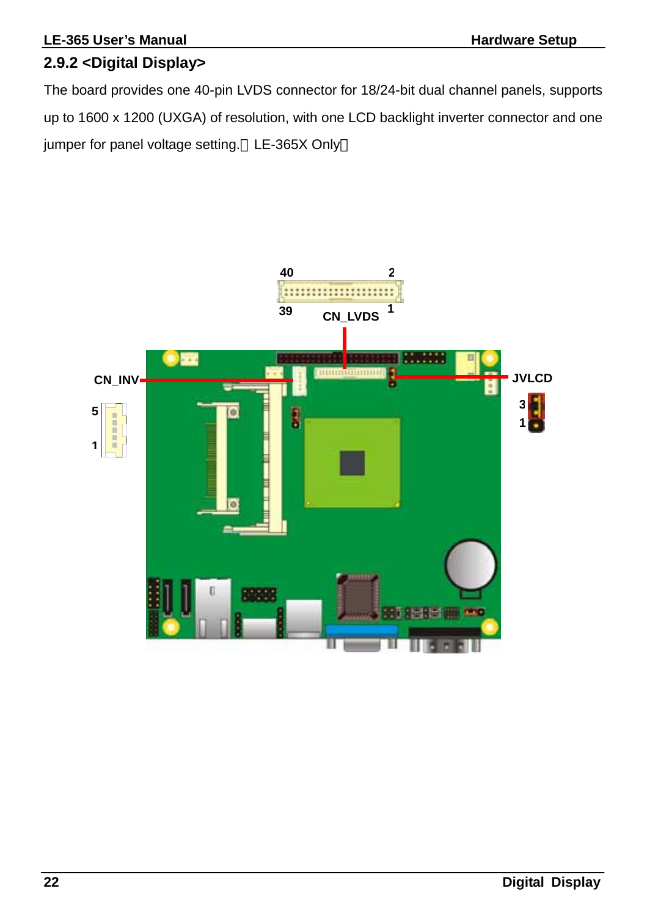## 2.9.2 <Digital Display>

The board provides one 40-pin LVDS connector for 18/24-bit dual channel panels, supports up to 1600 x 1200 (UXGA) of resolution, with one LCD backlight inverter connector and one jumper for panel voltage setting.（LE-365X Only）

40 2

39 1

CN_LVDS

CN_INV

5

1

JVLCD

3

1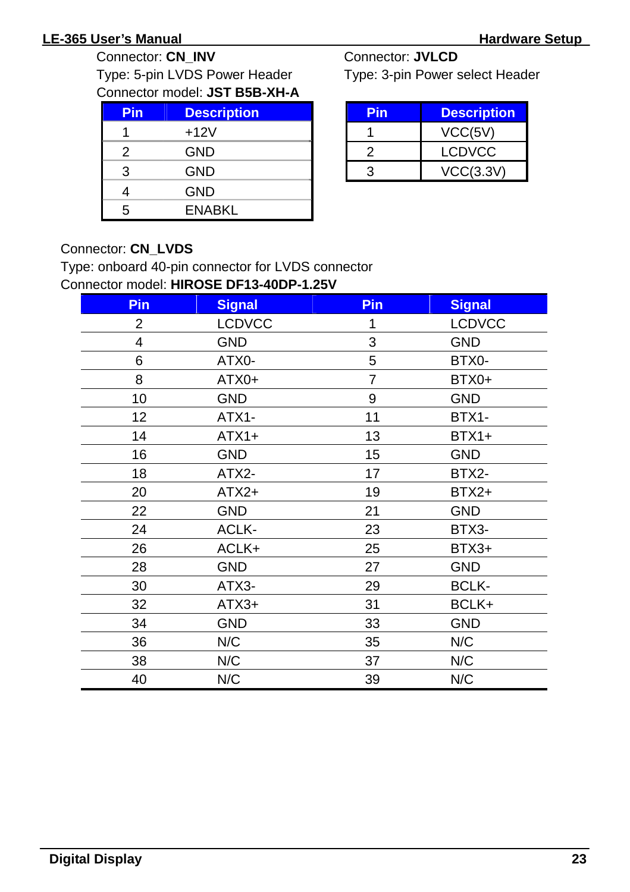Connector: **CN_INV**
Type: 5-pin LVDS Power Header
Connector model: **JST B5B-XH-A**

| Pin | Description |
|---|---|
| 1 | +12V |
| 2 | GND |
| 3 | GND |
| 4 | GND |
| 5 | ENABKL |

Connector: **JVLCD**
Type: 3-pin Power select Header

| Pin | Description |
|---|---|
| 1 | VCC(5V) |
| 2 | LCDVCC |
| 3 | VCC(3.3V) |

Connector: **CN_LVDS**
Type: onboard 40-pin connector for LVDS connector
Connector model: **HIROSE DF13-40DP-1.25V**

| Pin | Signal | Pin | Signal |
|---|---|---|---|
| 2 | LCDVCC | 1 | LCDVCC |
| 4 | GND | 3 | GND |
| 6 | ATX0- | 5 | BTX0- |
| 8 | ATX0+ | 7 | BTX0+ |
| 10 | GND | 9 | GND |
| 12 | ATX1- | 11 | BTX1- |
| 14 | ATX1+ | 13 | BTX1+ |
| 16 | GND | 15 | GND |
| 18 | ATX2- | 17 | BTX2- |
| 20 | ATX2+ | 19 | BTX2+ |
| 22 | GND | 21 | GND |
| 24 | ACLK- | 23 | BTX3- |
| 26 | ACLK+ | 25 | BTX3+ |
| 28 | GND | 27 | GND |
| 30 | ATX3- | 29 | BCLK- |
| 32 | ATX3+ | 31 | BCLK+ |
| 34 | GND | 33 | GND |
| 36 | N/C | 35 | N/C |
| 38 | N/C | 37 | N/C |
| 40 | N/C | 39 | N/C |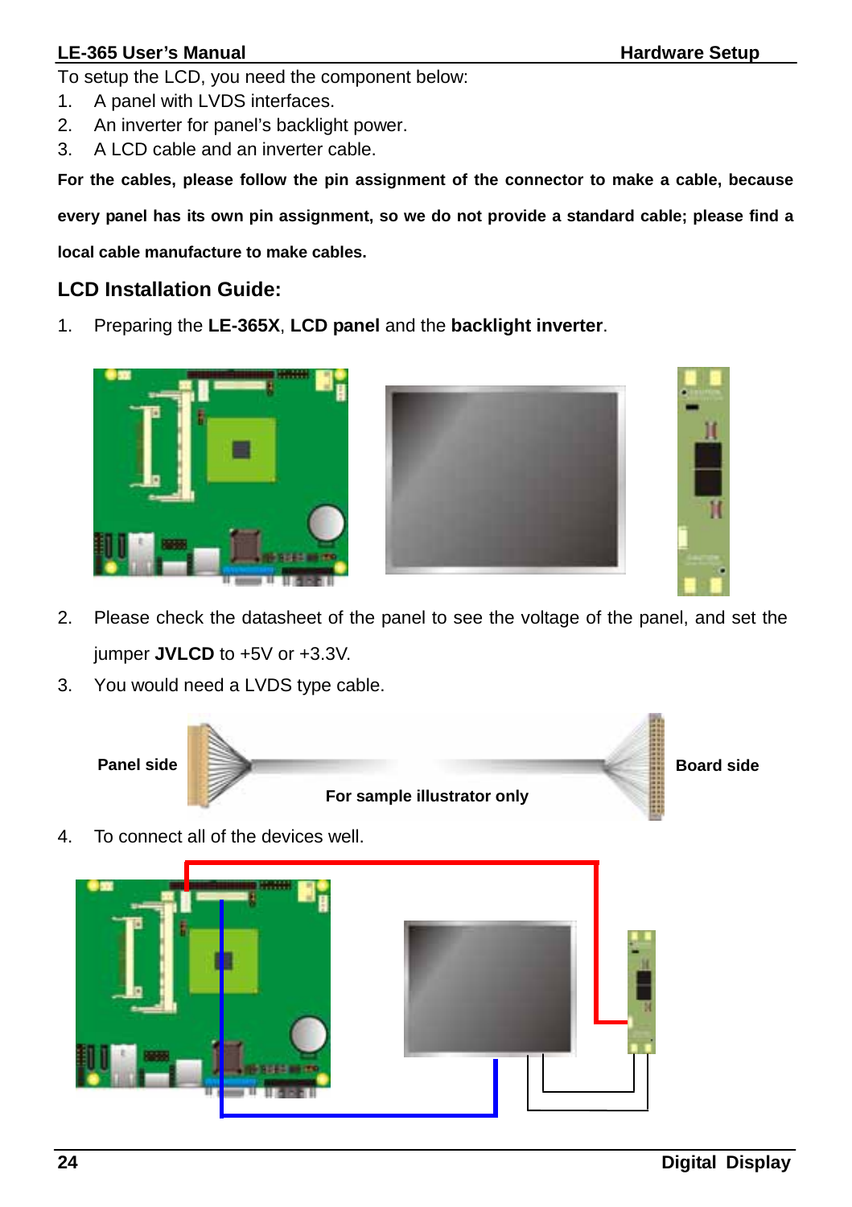To setup the LCD, you need the component below:

1. A panel with LVDS interfaces.
2. An inverter for panel's backlight power.
3. A LCD cable and an inverter cable.

**For the cables, please follow the pin assignment of the connector to make a cable, because every panel has its own pin assignment, so we do not provide a standard cable; please find a local cable manufacture to make cables.**

## LCD Installation Guide:

1. Preparing the **LE-365X**, **LCD panel** and the **backlight inverter**.
2. Please check the datasheet of the panel to see the voltage of the panel, and set the jumper **JVLCD** to +5V or +3.3V.
3. You would need a LVDS type cable.

**Panel side** **Board side**

**For sample illustrator only**

4. To connect all of the devices well.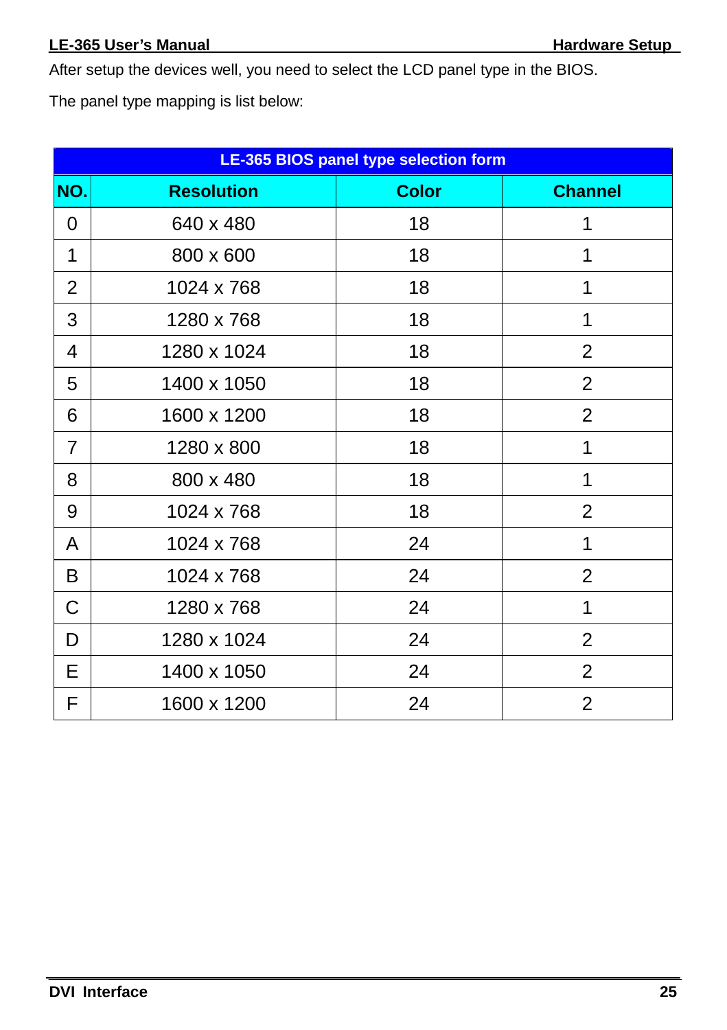After setup the devices well, you need to select the LCD panel type in the BIOS.

The panel type mapping is list below:

| LE-365 BIOS panel type selection form | | | |
|---|---|---|---|
| **NO.** | **Resolution** | **Color** | **Channel** |
| 0 | 640 x 480 | 18 | 1 |
| 1 | 800 x 600 | 18 | 1 |
| 2 | 1024 x 768 | 18 | 1 |
| 3 | 1280 x 768 | 18 | 1 |
| 4 | 1280 x 1024 | 18 | 2 |
| 5 | 1400 x 1050 | 18 | 2 |
| 6 | 1600 x 1200 | 18 | 2 |
| 7 | 1280 x 800 | 18 | 1 |
| 8 | 800 x 480 | 18 | 1 |
| 9 | 1024 x 768 | 18 | 2 |
| A | 1024 x 768 | 24 | 1 |
| B | 1024 x 768 | 24 | 2 |
| C | 1280 x 768 | 24 | 1 |
| D | 1280 x 1024 | 24 | 2 |
| E | 1400 x 1050 | 24 | 2 |
| F | 1600 x 1200 | 24 | 2 |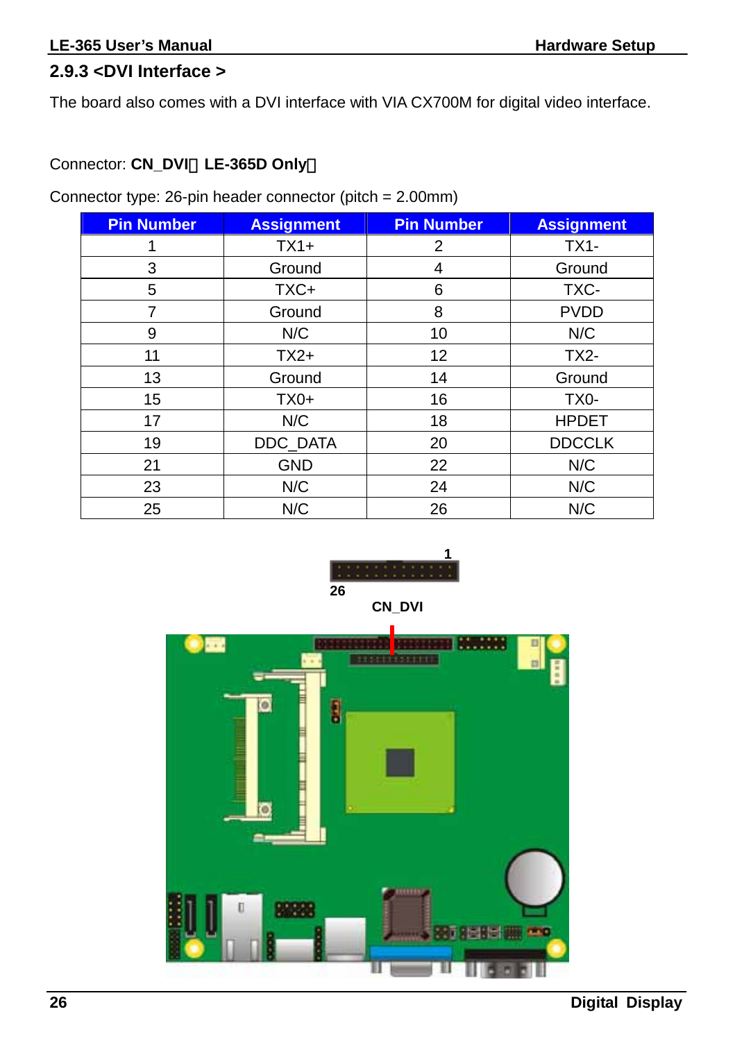### 2.9.3 <DVI Interface >

The board also comes with a DVI interface with VIA CX700M for digital video interface.

Connector: **CN_DVI（LE-365D Only）**

Connector type: 26-pin header connector (pitch = 2.00mm)

| Pin Number | Assignment | Pin Number | Assignment |
|---|---|---|---|
| 1 | TX1+ | 2 | TX1- |
| 3 | Ground | 4 | Ground |
| 5 | TXC+ | 6 | TXC- |
| 7 | Ground | 8 | PVDD |
| 9 | N/C | 10 | N/C |
| 11 | TX2+ | 12 | TX2- |
| 13 | Ground | 14 | Ground |
| 15 | TX0+ | 16 | TX0- |
| 17 | N/C | 18 | HPDET |
| 19 | DDC_DATA | 20 | DDCCLK |
| 21 | GND | 22 | N/C |
| 23 | N/C | 24 | N/C |
| 25 | N/C | 26 | N/C |

1

26

CN_DVI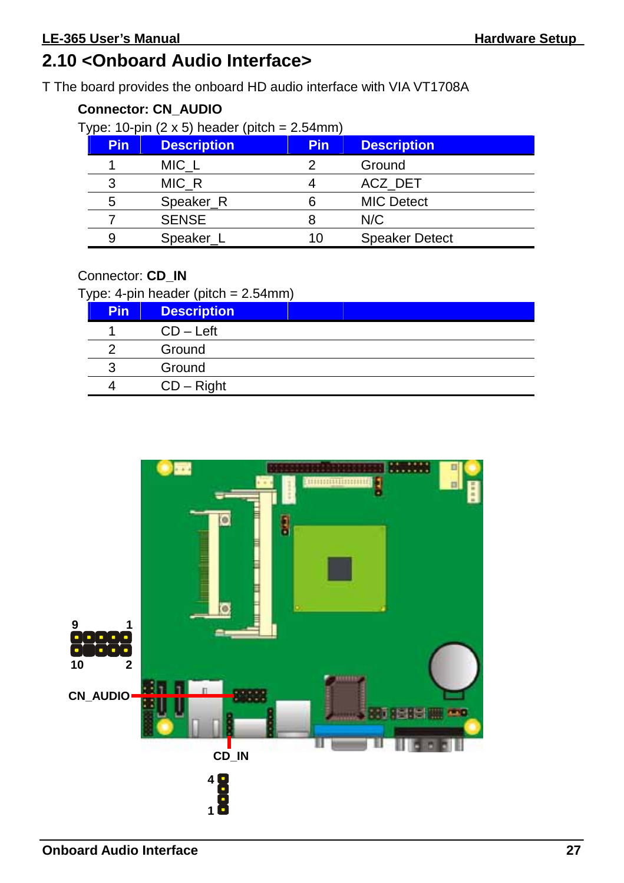## 2.10 <Onboard Audio Interface>

T The board provides the onboard HD audio interface with VIA VT1708A

**Connector: CN_AUDIO**

Type: 10-pin (2 x 5) header (pitch = 2.54mm)

| Pin | Description | Pin | Description |
|---|---|---|---|
| 1 | MIC_L | 2 | Ground |
| 3 | MIC_R | 4 | ACZ_DET |
| 5 | Speaker_R | 6 | MIC Detect |
| 7 | SENSE | 8 | N/C |
| 9 | Speaker_L | 10 | Speaker Detect |

Connector: **CD_IN**

Type: 4-pin header (pitch = 2.54mm)

| Pin | Description | | |
|---|---|---|---|
| 1 | CD – Left | | |
| 2 | Ground | | |
| 3 | Ground | | |
| 4 | CD – Right | | |

9 1

10 2

CN_AUDIO

CD_IN

4

1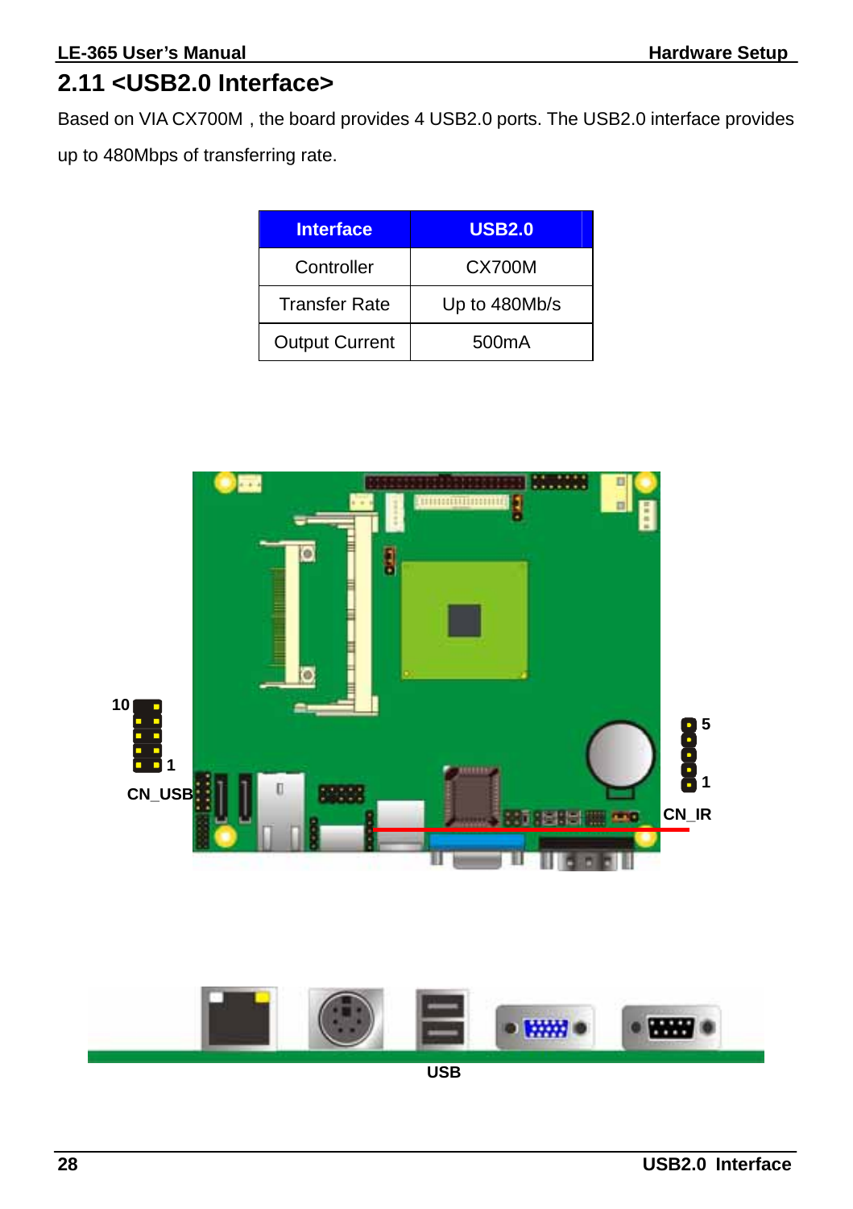## 2.11 <USB2.0 Interface>

Based on VIA CX700M , the board provides 4 USB2.0 ports. The USB2.0 interface provides up to 480Mbps of transferring rate.

| Interface | USB2.0 |
|---|---|
| Controller | CX700M |
| Transfer Rate | Up to 480Mb/s |
| Output Current | 500mA |

10

1

CN_USB

5

1

CN_IR

USB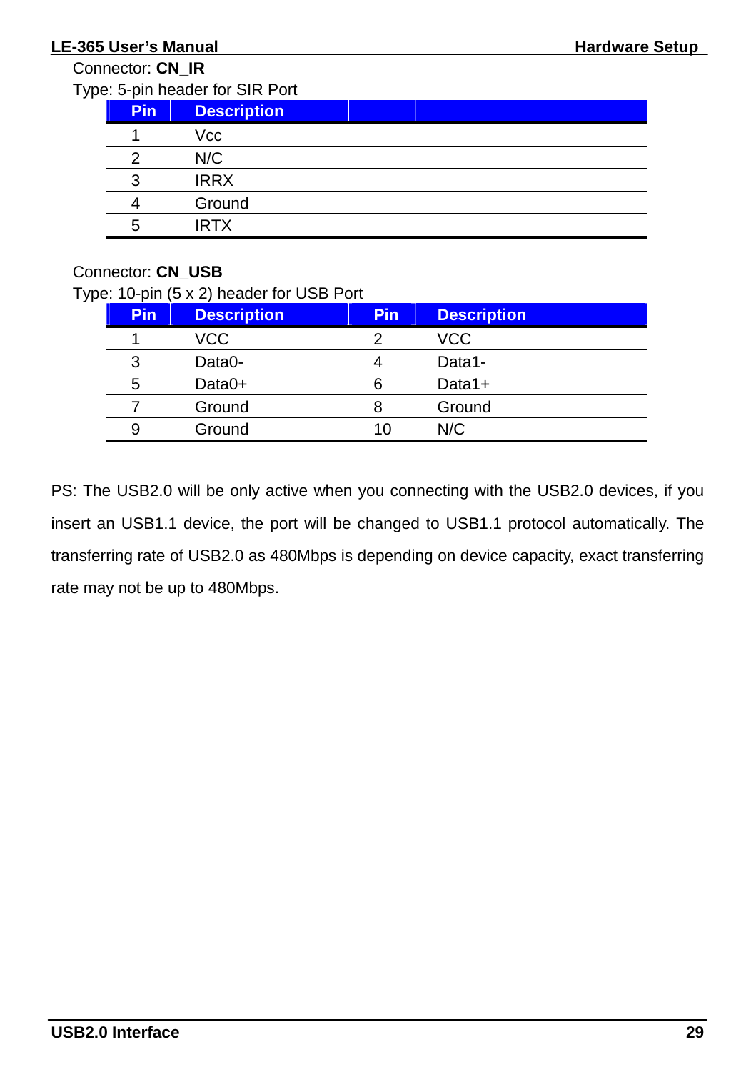Connector: **CN_IR**

Type: 5-pin header for SIR Port

| Pin | Description | | |
|---|---|---|---|
| 1 | Vcc | | |
| 2 | N/C | | |
| 3 | IRRX | | |
| 4 | Ground | | |
| 5 | IRTX | | |

Connector: **CN_USB**

Type: 10-pin (5 x 2) header for USB Port

| Pin | Description | Pin | Description |
|---|---|---|---|
| 1 | VCC | 2 | VCC |
| 3 | Data0- | 4 | Data1- |
| 5 | Data0+ | 6 | Data1+ |
| 7 | Ground | 8 | Ground |
| 9 | Ground | 10 | N/C |

PS: The USB2.0 will be only active when you connecting with the USB2.0 devices, if you insert an USB1.1 device, the port will be changed to USB1.1 protocol automatically. The transferring rate of USB2.0 as 480Mbps is depending on device capacity, exact transferring rate may not be up to 480Mbps.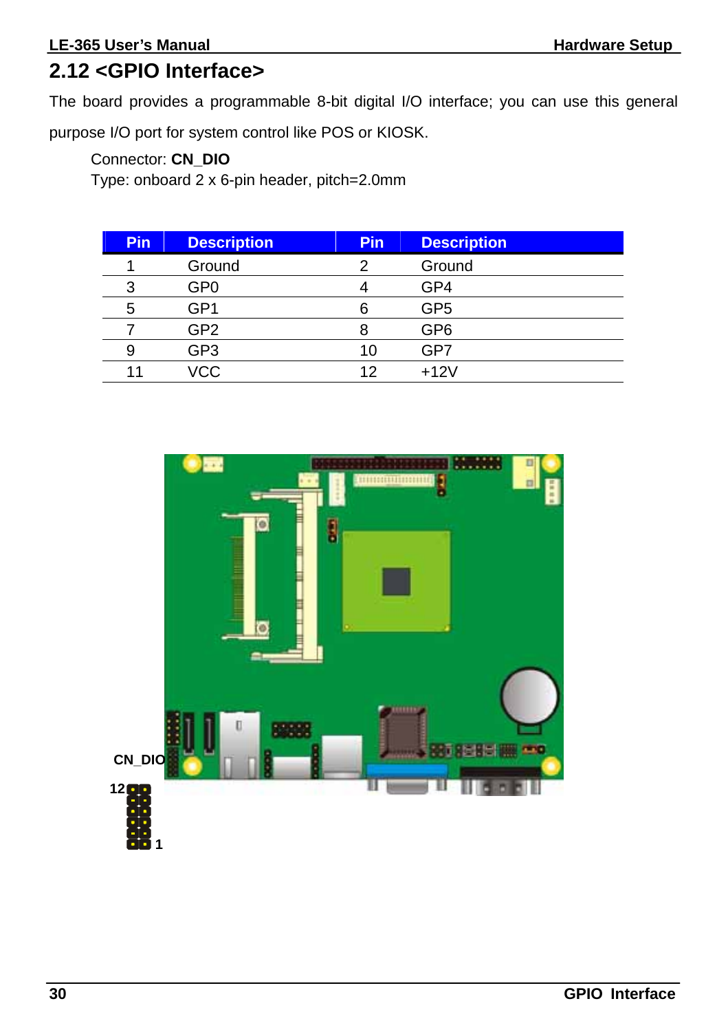## 2.12 <GPIO Interface>

The board provides a programmable 8-bit digital I/O interface; you can use this general purpose I/O port for system control like POS or KIOSK.

Connector: **CN_DIO**
Type: onboard 2 x 6-pin header, pitch=2.0mm

| Pin | Description | Pin | Description |
|---|---|---|---|
| 1 | Ground | 2 | Ground |
| 3 | GP0 | 4 | GP4 |
| 5 | GP1 | 6 | GP5 |
| 7 | GP2 | 8 | GP6 |
| 9 | GP3 | 10 | GP7 |
| 11 | VCC | 12 | +12V |

CN_DIO

12

1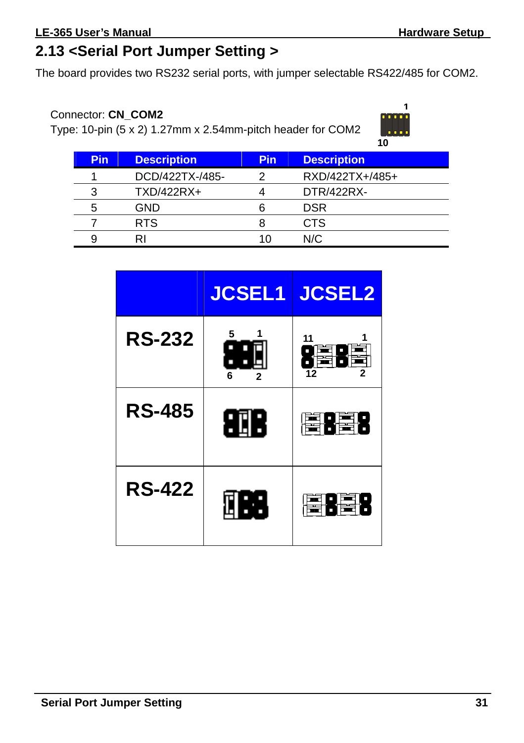## 2.13 <Serial Port Jumper Setting >

The board provides two RS232 serial ports, with jumper selectable RS422/485 for COM2.

Connector: **CN_COM2**
Type: 10-pin (5 x 2) 1.27mm x 2.54mm-pitch header for COM2

| Pin | Description | Pin | Description |
|---|---|---|---|
| 1 | DCD/422TX-/485- | 2 | RXD/422TX+/485+ |
| 3 | TXD/422RX+ | 4 | DTR/422RX- |
| 5 | GND | 6 | DSR |
| 7 | RTS | 8 | CTS |
| 9 | RI | 10 | N/C |

| | JCSEL1 | JCSEL2 |
|---|---|---|
| RS-232 | 5 1 / 6 2 | 11 1 / 12 2 |
| RS-485 | | |
| RS-422 | | |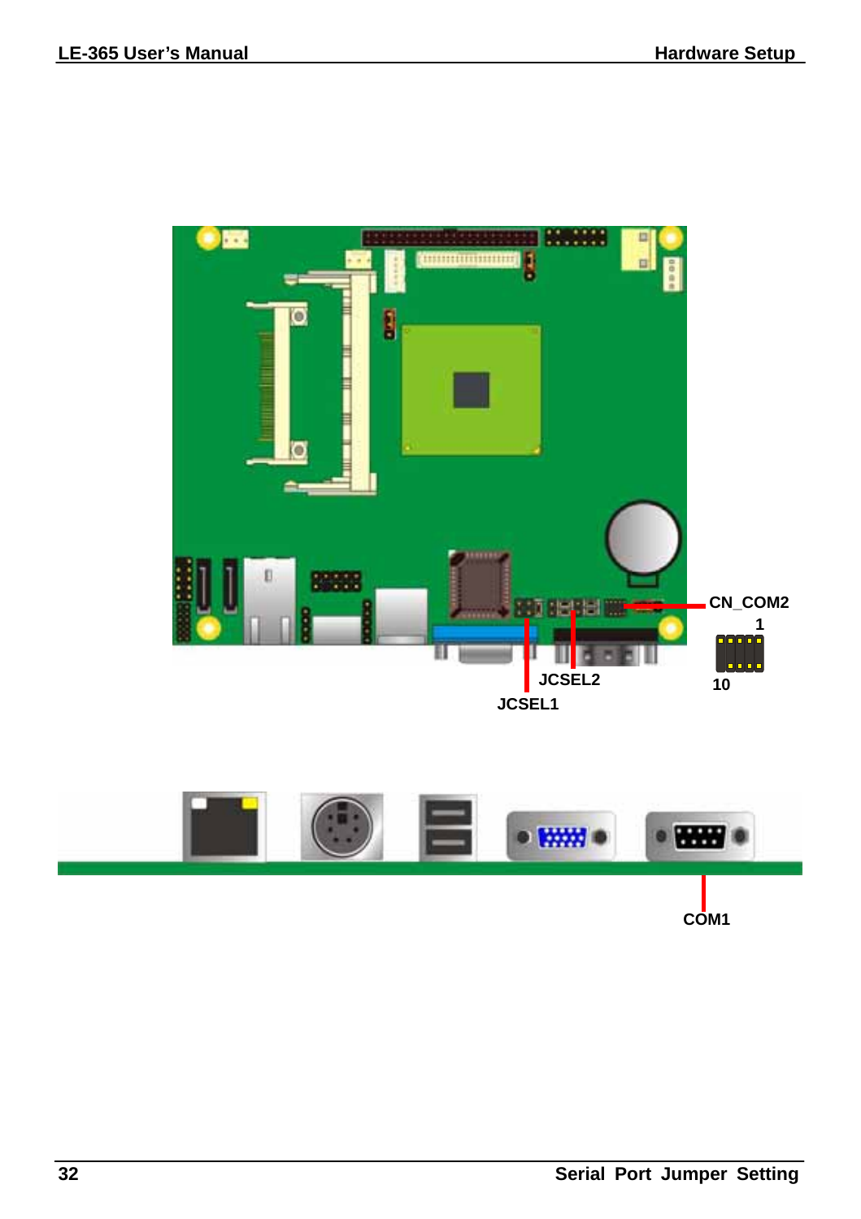JCSEL1

JCSEL2

CN_COM2

1

10

COM1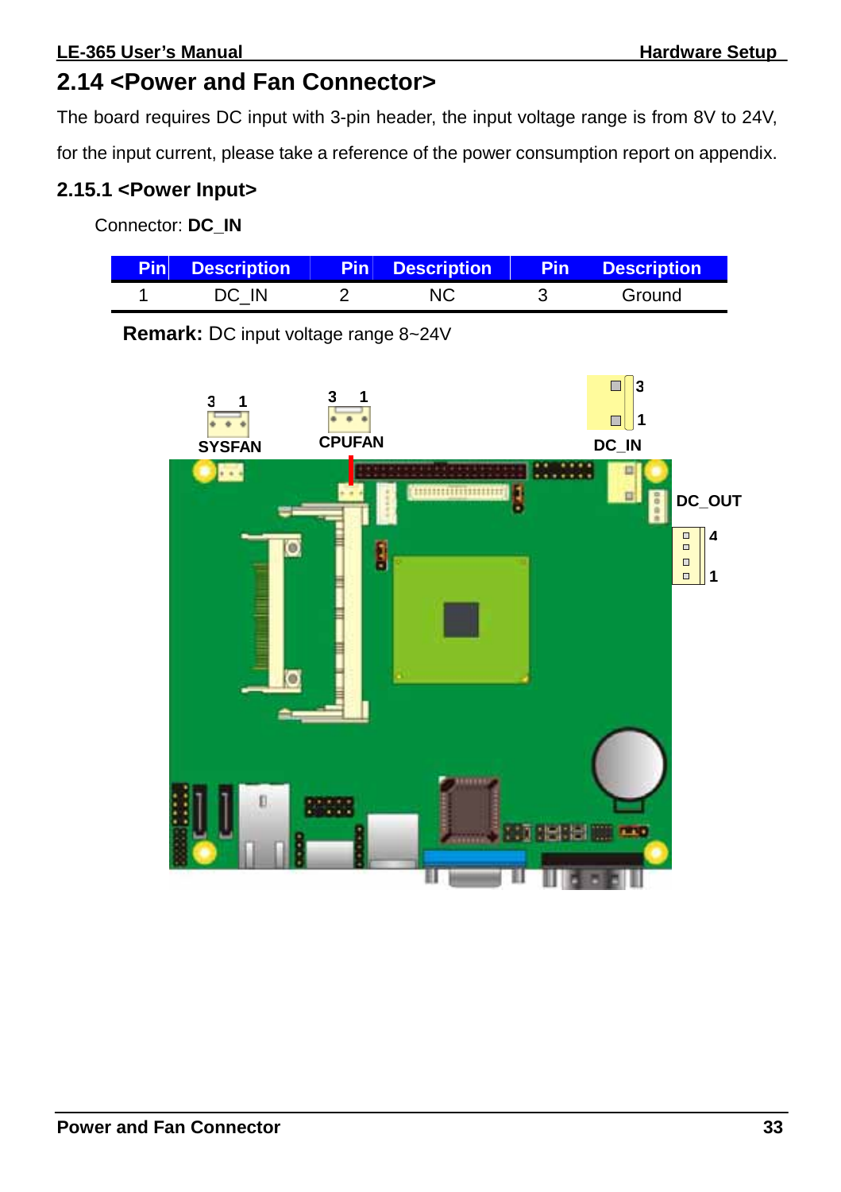## 2.14 <Power and Fan Connector>

The board requires DC input with 3-pin header, the input voltage range is from 8V to 24V, for the input current, please take a reference of the power consumption report on appendix.

### 2.15.1 <Power Input>

Connector: **DC_IN**

| Pin | Description | Pin | Description | Pin | Description |
|---|---|---|---|---|---|
| 1 | DC_IN | 2 | NC | 3 | Ground |

**Remark:** DC input voltage range 8~24V

3 1
SYSFAN

3 1
CPUFAN

3
1
DC_IN

DC_OUT
4
1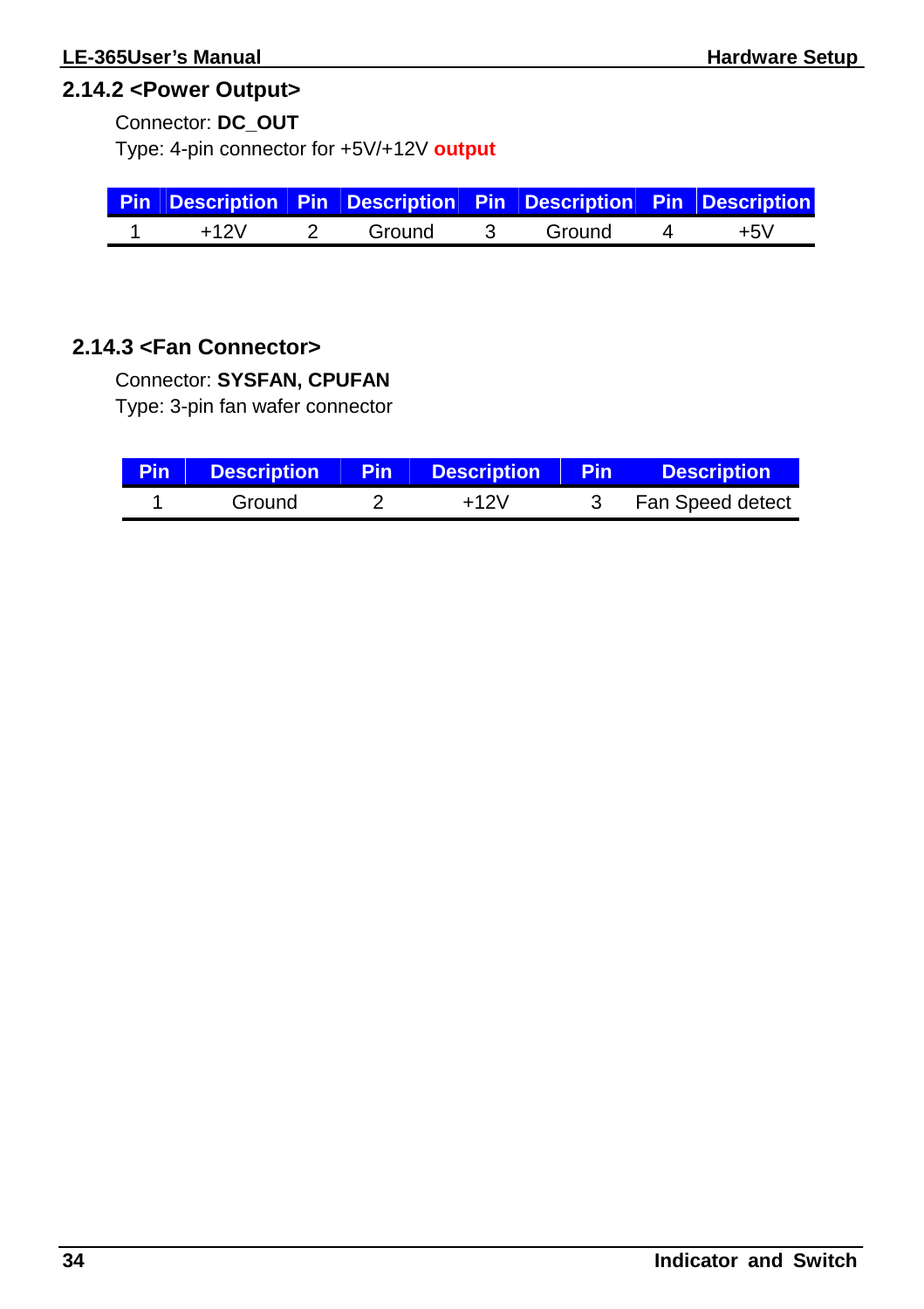### 2.14.2 <Power Output>

Connector: **DC_OUT**

Type: 4-pin connector for +5V/+12V **output**

| Pin | Description | Pin | Description | Pin | Description | Pin | Description |
|---|---|---|---|---|---|---|---|
| 1 | +12V | 2 | Ground | 3 | Ground | 4 | +5V |

### 2.14.3 <Fan Connector>

Connector: **SYSFAN, CPUFAN**

Type: 3-pin fan wafer connector

| Pin | Description | Pin | Description | Pin | Description |
|---|---|---|---|---|---|
| 1 | Ground | 2 | +12V | 3 | Fan Speed detect |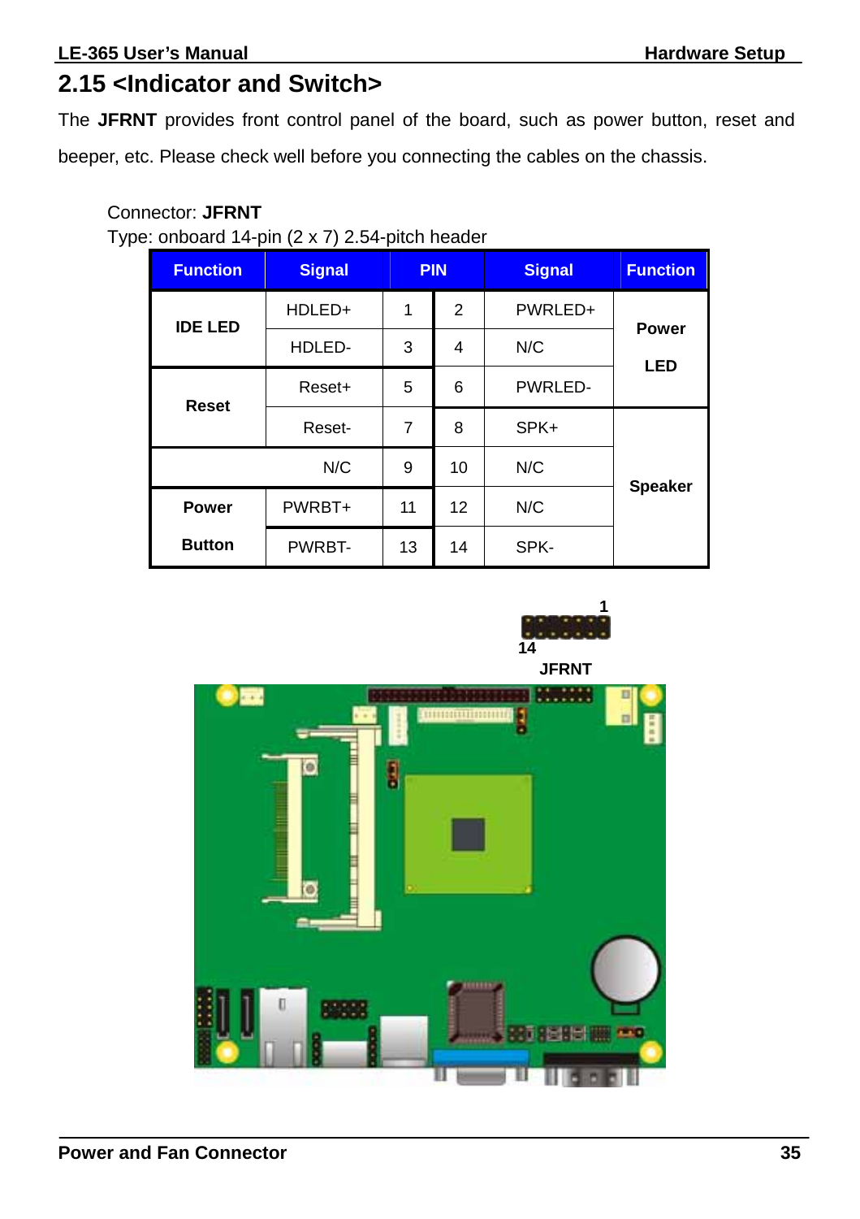## 2.15 <Indicator and Switch>

The **JFRNT** provides front control panel of the board, such as power button, reset and beeper, etc. Please check well before you connecting the cables on the chassis.

Connector: **JFRNT**
Type: onboard 14-pin (2 x 7) 2.54-pitch header

| Function | Signal | PIN | PIN | Signal | Function |
|---|---|---|---|---|---|
| **IDE LED** | HDLED+ | 1 | 2 | PWRLED+ | **Power LED** |
| | HDLED- | 3 | 4 | N/C | |
| **Reset** | Reset+ | 5 | 6 | PWRLED- | |
| | Reset- | 7 | 8 | SPK+ | **Speaker** |
| | N/C | 9 | 10 | N/C | |
| **Power Button** | PWRBT+ | 11 | 12 | N/C | |
| | PWRBT- | 13 | 14 | SPK- | |

1
14
JFRNT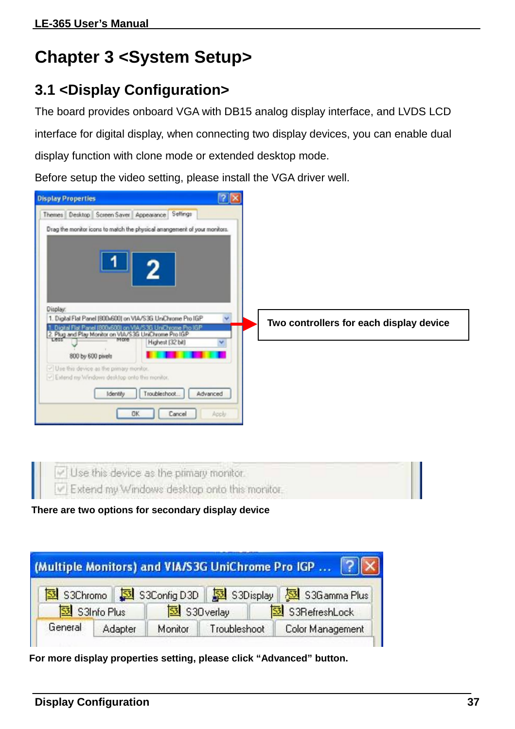# Chapter 3 <System Setup>

## 3.1 <Display Configuration>

The board provides onboard VGA with DB15 analog display interface, and LVDS LCD interface for digital display, when connecting two display devices, you can enable dual display function with clone mode or extended desktop mode.

Before setup the video setting, please install the VGA driver well.

**Two controllers for each display device**

**There are two options for secondary display device**

**For more display properties setting, please click "Advanced" button.**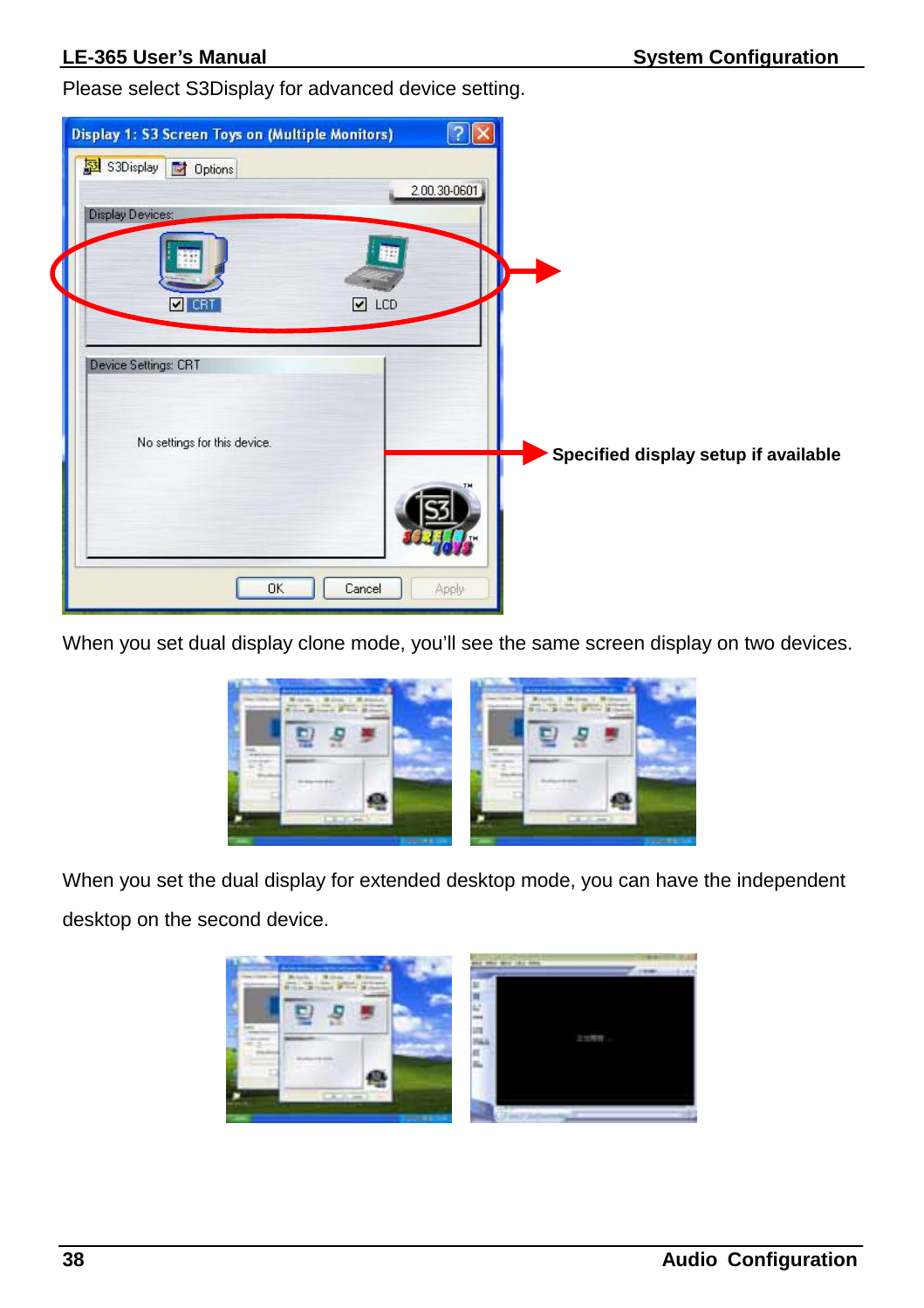Please select S3Display for advanced device setting.

Specified display setup if available

When you set dual display clone mode, you'll see the same screen display on two devices.

When you set the dual display for extended desktop mode, you can have the independent desktop on the second device.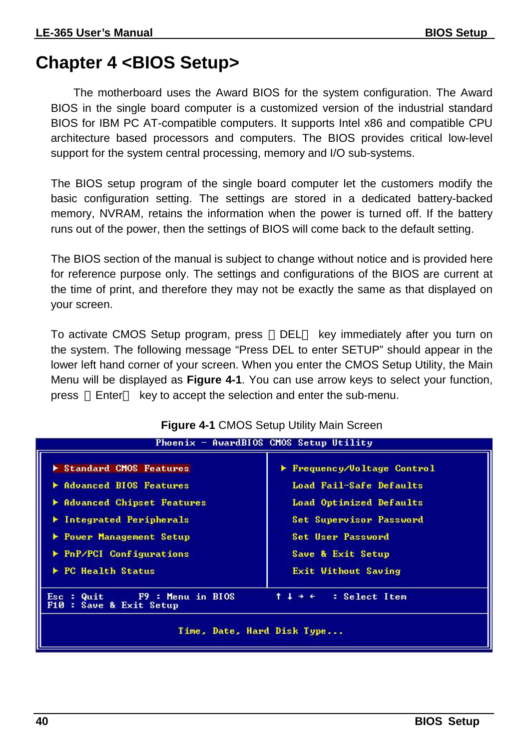# Chapter 4 <BIOS Setup>

The motherboard uses the Award BIOS for the system configuration. The Award BIOS in the single board computer is a customized version of the industrial standard BIOS for IBM PC AT-compatible computers. It supports Intel x86 and compatible CPU architecture based processors and computers. The BIOS provides critical low-level support for the system central processing, memory and I/O sub-systems.

The BIOS setup program of the single board computer let the customers modify the basic configuration setting. The settings are stored in a dedicated battery-backed memory, NVRAM, retains the information when the power is turned off. If the battery runs out of the power, then the settings of BIOS will come back to the default setting.

The BIOS section of the manual is subject to change without notice and is provided here for reference purpose only. The settings and configurations of the BIOS are current at the time of print, and therefore they may not be exactly the same as that displayed on your screen.

To activate CMOS Setup program, press 【DEL】 key immediately after you turn on the system. The following message "Press DEL to enter SETUP" should appear in the lower left hand corner of your screen. When you enter the CMOS Setup Utility, the Main Menu will be displayed as **Figure 4-1**. You can use arrow keys to select your function, press 【Enter】 key to accept the selection and enter the sub-menu.

**Figure 4-1** CMOS Setup Utility Main Screen

```
Phoenix - AwardBIOS CMOS Setup Utility

► Standard CMOS Features          ► Frequency/Voltage Control
► Advanced BIOS Features            Load Fail-Safe Defaults
► Advanced Chipset Features         Load Optimized Defaults
► Integrated Peripherals            Set Supervisor Password
► Power Management Setup            Set User Password
► PnP/PCI Configurations            Save & Exit Setup
► PC Health Status                  Exit Without Saving

Esc : Quit       F9 : Menu in BIOS        ↑ ↓ → ←   : Select Item
F10 : Save & Exit Setup

                 Time, Date, Hard Disk Type...
```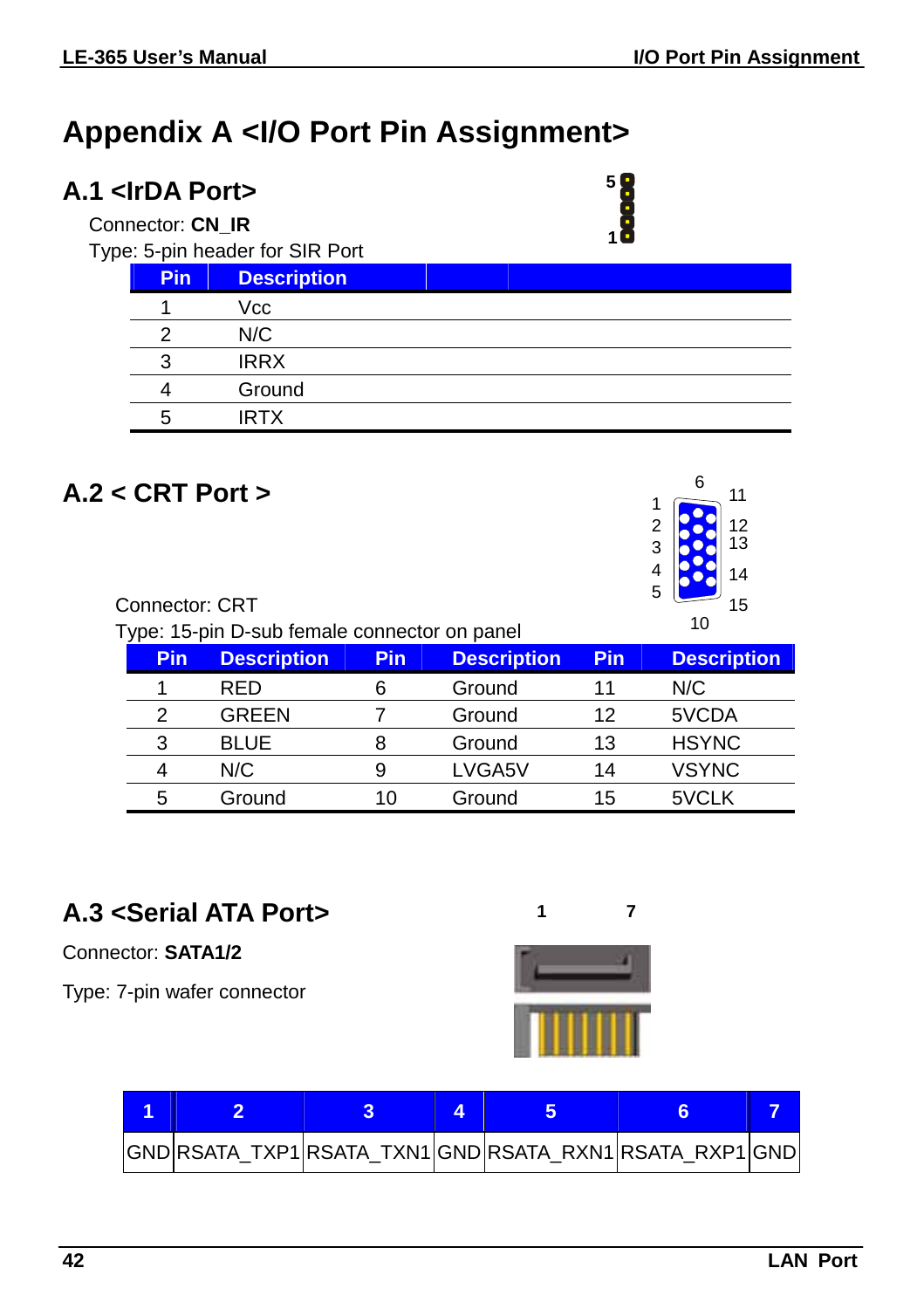# Appendix A <I/O Port Pin Assignment>

## A.1 <IrDA Port>

Connector: **CN_IR**

Type: 5-pin header for SIR Port

| Pin | Description |
|---|---|
| 1 | Vcc |
| 2 | N/C |
| 3 | IRRX |
| 4 | Ground |
| 5 | IRTX |

## A.2 < CRT Port >

Connector: CRT

Type: 15-pin D-sub female connector on panel

| Pin | Description | Pin | Description | Pin | Description |
|---|---|---|---|---|---|
| 1 | RED | 6 | Ground | 11 | N/C |
| 2 | GREEN | 7 | Ground | 12 | 5VCDA |
| 3 | BLUE | 8 | Ground | 13 | HSYNC |
| 4 | N/C | 9 | LVGA5V | 14 | VSYNC |
| 5 | Ground | 10 | Ground | 15 | 5VCLK |

## A.3 <Serial ATA Port>

Connector: **SATA1/2**

Type: 7-pin wafer connector

| 1 | 2 | 3 | 4 | 5 | 6 | 7 |
|---|---|---|---|---|---|---|
| GND | RSATA_TXP1 | RSATA_TXN1 | GND | RSATA_RXN1 | RSATA_RXP1 | GND |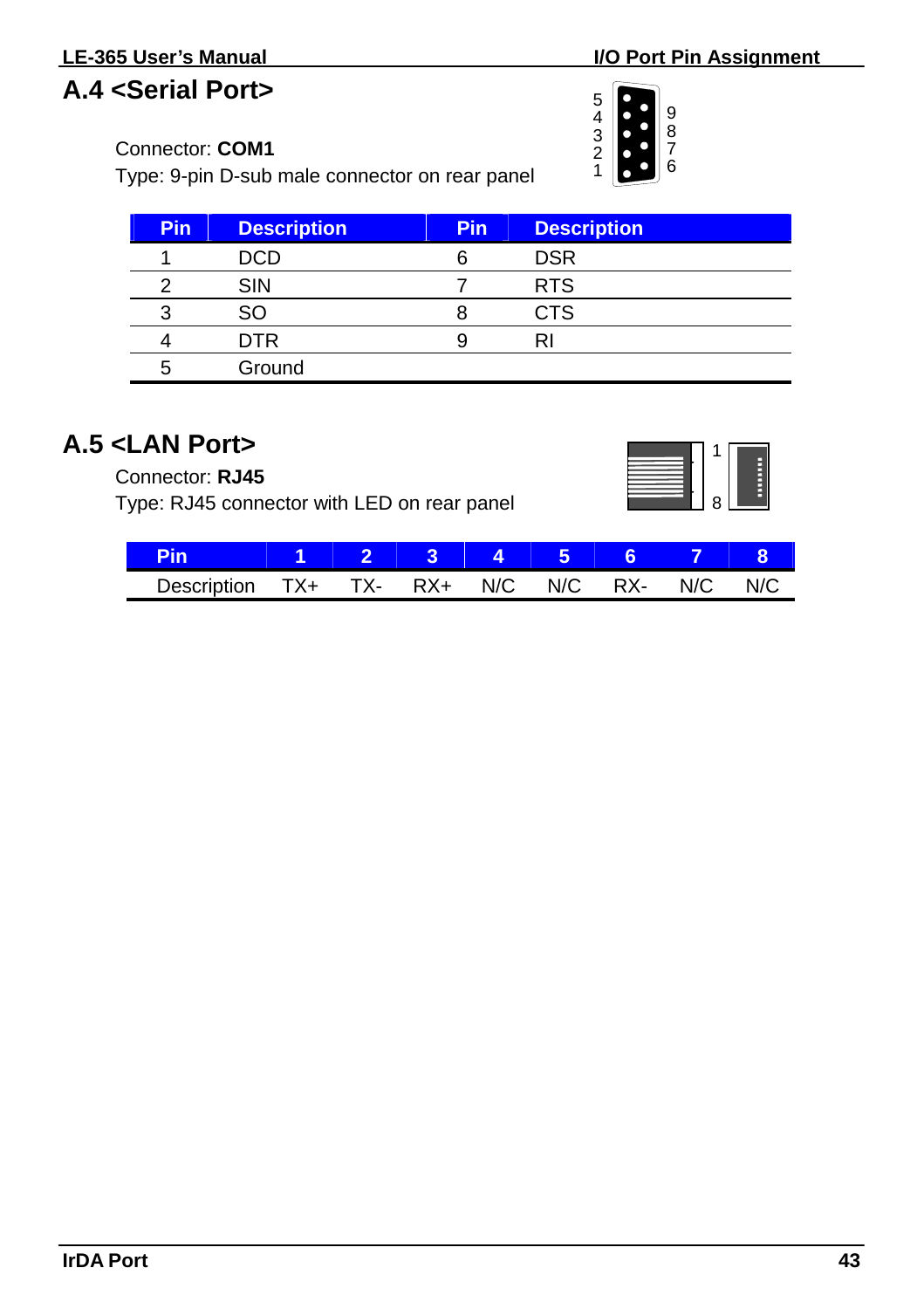## A.4 <Serial Port>

Connector: **COM1**
Type: 9-pin D-sub male connector on rear panel

| Pin | Description | Pin | Description |
|---|---|---|---|
| 1 | DCD | 6 | DSR |
| 2 | SIN | 7 | RTS |
| 3 | SO | 8 | CTS |
| 4 | DTR | 9 | RI |
| 5 | Ground | | |

## A.5 <LAN Port>

Connector: **RJ45**
Type: RJ45 connector with LED on rear panel

| Pin | 1 | 2 | 3 | 4 | 5 | 6 | 7 | 8 |
|---|---|---|---|---|---|---|---|---|
| Description | TX+ | TX- | RX+ | N/C | N/C | RX- | N/C | N/C |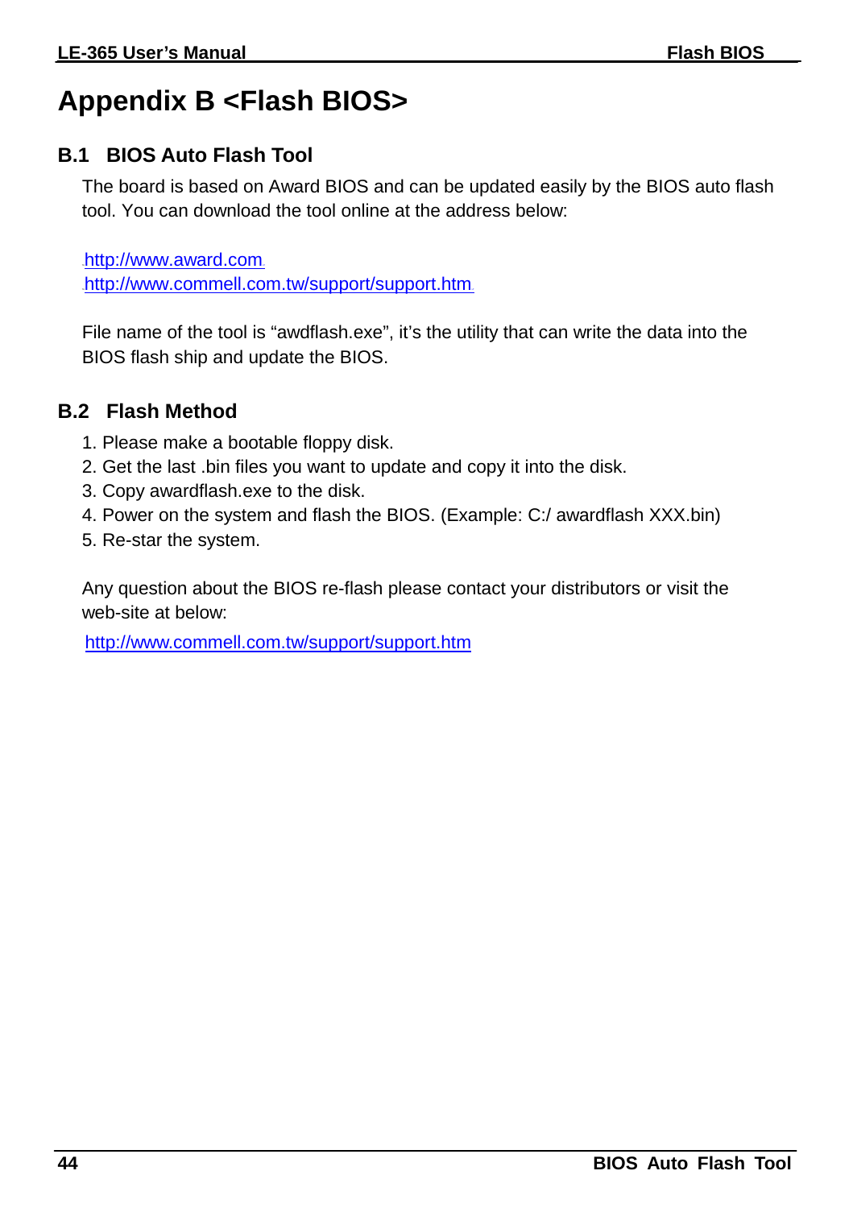# Appendix B <Flash BIOS>

## B.1 BIOS Auto Flash Tool

The board is based on Award BIOS and can be updated easily by the BIOS auto flash tool. You can download the tool online at the address below:

http://www.award.com
http://www.commell.com.tw/support/support.htm

File name of the tool is "awdflash.exe", it's the utility that can write the data into the BIOS flash ship and update the BIOS.

## B.2 Flash Method

1. Please make a bootable floppy disk.
2. Get the last .bin files you want to update and copy it into the disk.
3. Copy awardflash.exe to the disk.
4. Power on the system and flash the BIOS. (Example: C:/ awardflash XXX.bin)
5. Re-star the system.

Any question about the BIOS re-flash please contact your distributors or visit the web-site at below:

http://www.commell.com.tw/support/support.htm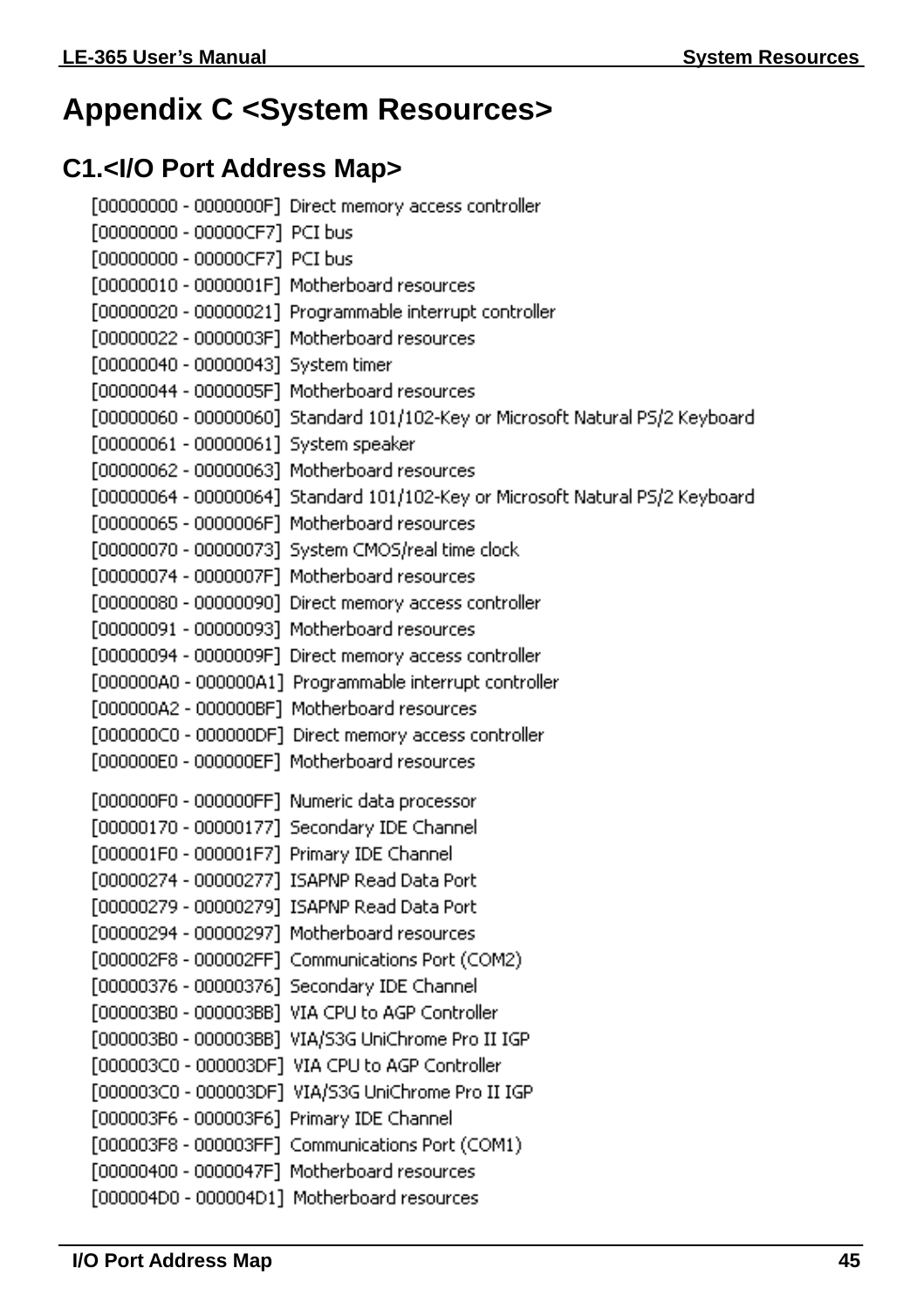# Appendix C <System Resources>

## C1.<I/O Port Address Map>

[00000000 - 0000000F] Direct memory access controller
[00000000 - 00000CF7] PCI bus
[00000000 - 00000CF7] PCI bus
[00000010 - 0000001F] Motherboard resources
[00000020 - 00000021] Programmable interrupt controller
[00000022 - 0000003F] Motherboard resources
[00000040 - 00000043] System timer
[00000044 - 0000005F] Motherboard resources
[00000060 - 00000060] Standard 101/102-Key or Microsoft Natural PS/2 Keyboard
[00000061 - 00000061] System speaker
[00000062 - 00000063] Motherboard resources
[00000064 - 00000064] Standard 101/102-Key or Microsoft Natural PS/2 Keyboard
[00000065 - 0000006F] Motherboard resources
[00000070 - 00000073] System CMOS/real time clock
[00000074 - 0000007F] Motherboard resources
[00000080 - 00000090] Direct memory access controller
[00000091 - 00000093] Motherboard resources
[00000094 - 0000009F] Direct memory access controller
[000000A0 - 000000A1] Programmable interrupt controller
[000000A2 - 000000BF] Motherboard resources
[000000C0 - 000000DF] Direct memory access controller
[000000E0 - 000000EF] Motherboard resources
[000000F0 - 000000FF] Numeric data processor
[00000170 - 00000177] Secondary IDE Channel
[000001F0 - 000001F7] Primary IDE Channel
[00000274 - 00000277] ISAPNP Read Data Port
[00000279 - 00000279] ISAPNP Read Data Port
[00000294 - 00000297] Motherboard resources
[000002F8 - 000002FF] Communications Port (COM2)
[00000376 - 00000376] Secondary IDE Channel
[000003B0 - 000003BB] VIA CPU to AGP Controller
[000003B0 - 000003BB] VIA/S3G UniChrome Pro II IGP
[000003C0 - 000003DF] VIA CPU to AGP Controller
[000003C0 - 000003DF] VIA/S3G UniChrome Pro II IGP
[000003F6 - 000003F6] Primary IDE Channel
[000003F8 - 000003FF] Communications Port (COM1)
[00000400 - 0000047F] Motherboard resources
[000004D0 - 000004D1] Motherboard resources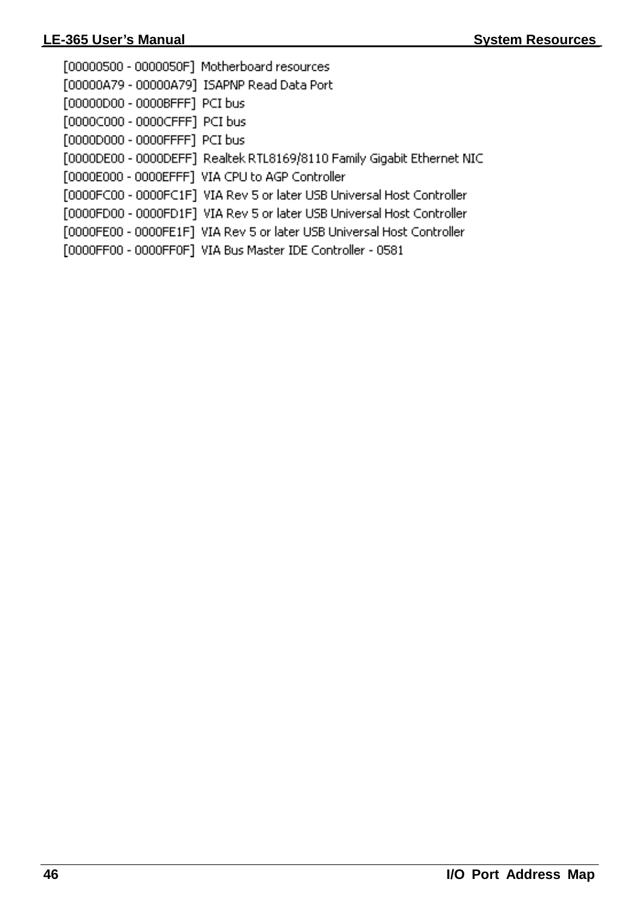[00000500 - 0000050F]  Motherboard resources
[00000A79 - 00000A79]  ISAPNP Read Data Port
[00000D00 - 0000BFFF]  PCI bus
[0000C000 - 0000CFFF]  PCI bus
[0000D000 - 0000FFFF]  PCI bus
[0000DE00 - 0000DEFF]  Realtek RTL8169/8110 Family Gigabit Ethernet NIC
[0000E000 - 0000EFFF]  VIA CPU to AGP Controller
[0000FC00 - 0000FC1F]  VIA Rev 5 or later USB Universal Host Controller
[0000FD00 - 0000FD1F]  VIA Rev 5 or later USB Universal Host Controller
[0000FE00 - 0000FE1F]  VIA Rev 5 or later USB Universal Host Controller
[0000FF00 - 0000FF0F]  VIA Bus Master IDE Controller - 0581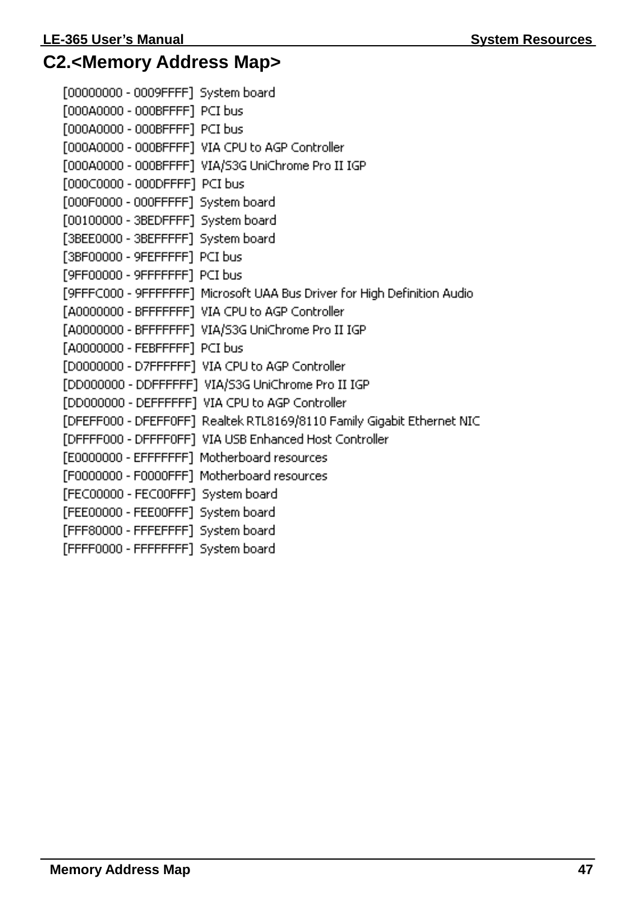## C2.<Memory Address Map>

```
[00000000 - 0009FFFF]  System board
[000A0000 - 000BFFFF]  PCI bus
[000A0000 - 000BFFFF]  PCI bus
[000A0000 - 000BFFFF]  VIA CPU to AGP Controller
[000A0000 - 000BFFFF]  VIA/S3G UniChrome Pro II IGP
[000C0000 - 000DFFFF]  PCI bus
[000F0000 - 000FFFFF]  System board
[00100000 - 3BEDFFFF]  System board
[3BEE0000 - 3BEFFFFF]  System board
[3BF00000 - 9FEFFFFF]  PCI bus
[9FF00000 - 9FFFFFFF]  PCI bus
[9FFFC000 - 9FFFFFFF]  Microsoft UAA Bus Driver for High Definition Audio
[A0000000 - BFFFFFFF]  VIA CPU to AGP Controller
[A0000000 - BFFFFFFF]  VIA/S3G UniChrome Pro II IGP
[A0000000 - FEBFFFFF]  PCI bus
[D0000000 - D7FFFFFF]  VIA CPU to AGP Controller
[DD000000 - DDFFFFFF]  VIA/S3G UniChrome Pro II IGP
[DD000000 - DEFFFFFF]  VIA CPU to AGP Controller
[DFEFF000 - DFEFF0FF]  Realtek RTL8169/8110 Family Gigabit Ethernet NIC
[DFFFF000 - DFFFF0FF]  VIA USB Enhanced Host Controller
[E0000000 - EFFFFFFF]  Motherboard resources
[F0000000 - F0000FFF]  Motherboard resources
[FEC00000 - FEC00FFF]  System board
[FEE00000 - FEE00FFF]  System board
[FFF80000 - FFFEFFFF]  System board
[FFFF0000 - FFFFFFFF]  System board
```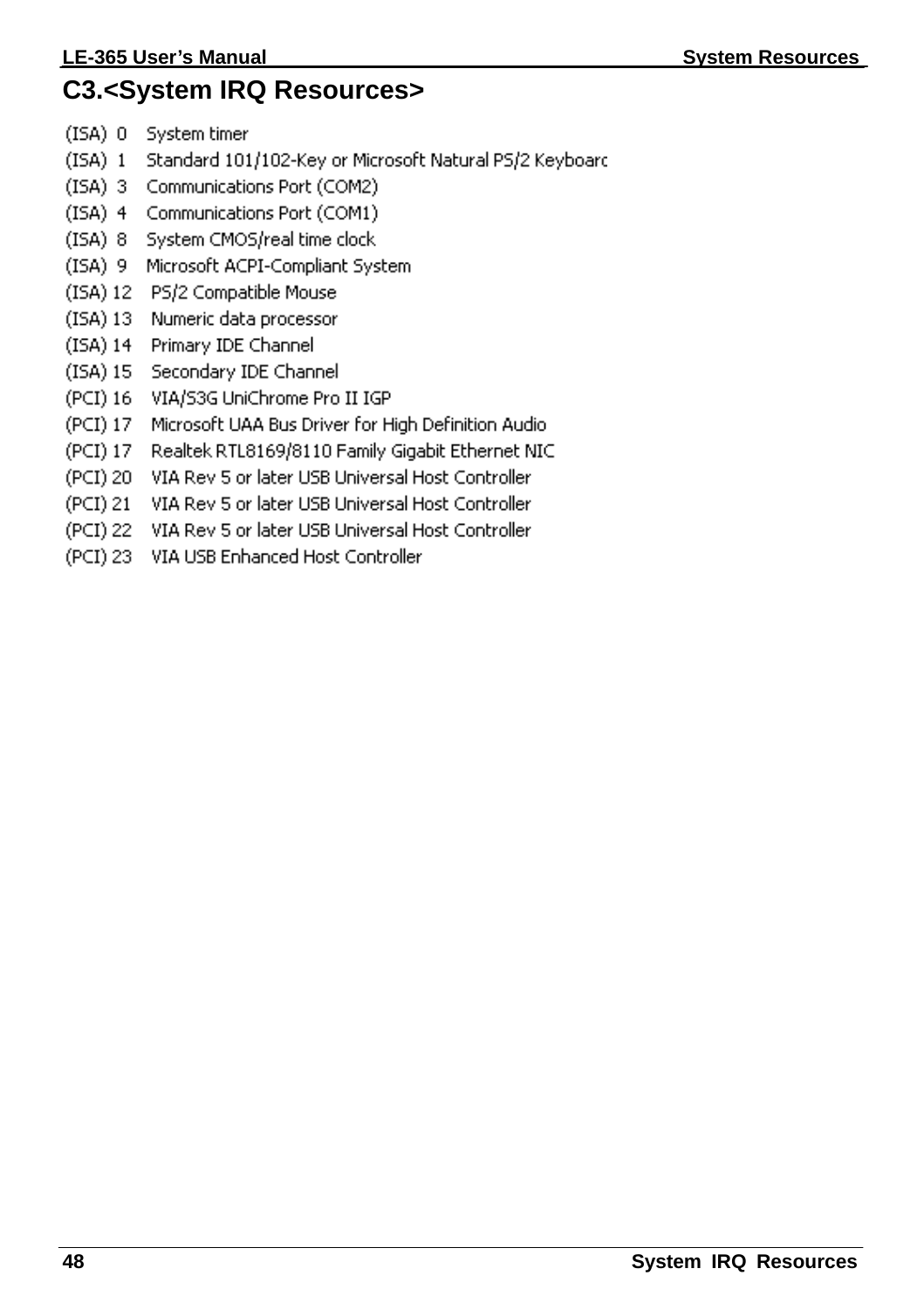# C3.<System IRQ Resources>

(ISA) 0 System timer
(ISA) 1 Standard 101/102-Key or Microsoft Natural PS/2 Keyboarc
(ISA) 3 Communications Port (COM2)
(ISA) 4 Communications Port (COM1)
(ISA) 8 System CMOS/real time clock
(ISA) 9 Microsoft ACPI-Compliant System
(ISA) 12 PS/2 Compatible Mouse
(ISA) 13 Numeric data processor
(ISA) 14 Primary IDE Channel
(ISA) 15 Secondary IDE Channel
(PCI) 16 VIA/S3G UniChrome Pro II IGP
(PCI) 17 Microsoft UAA Bus Driver for High Definition Audio
(PCI) 17 Realtek RTL8169/8110 Family Gigabit Ethernet NIC
(PCI) 20 VIA Rev 5 or later USB Universal Host Controller
(PCI) 21 VIA Rev 5 or later USB Universal Host Controller
(PCI) 22 VIA Rev 5 or later USB Universal Host Controller
(PCI) 23 VIA USB Enhanced Host Controller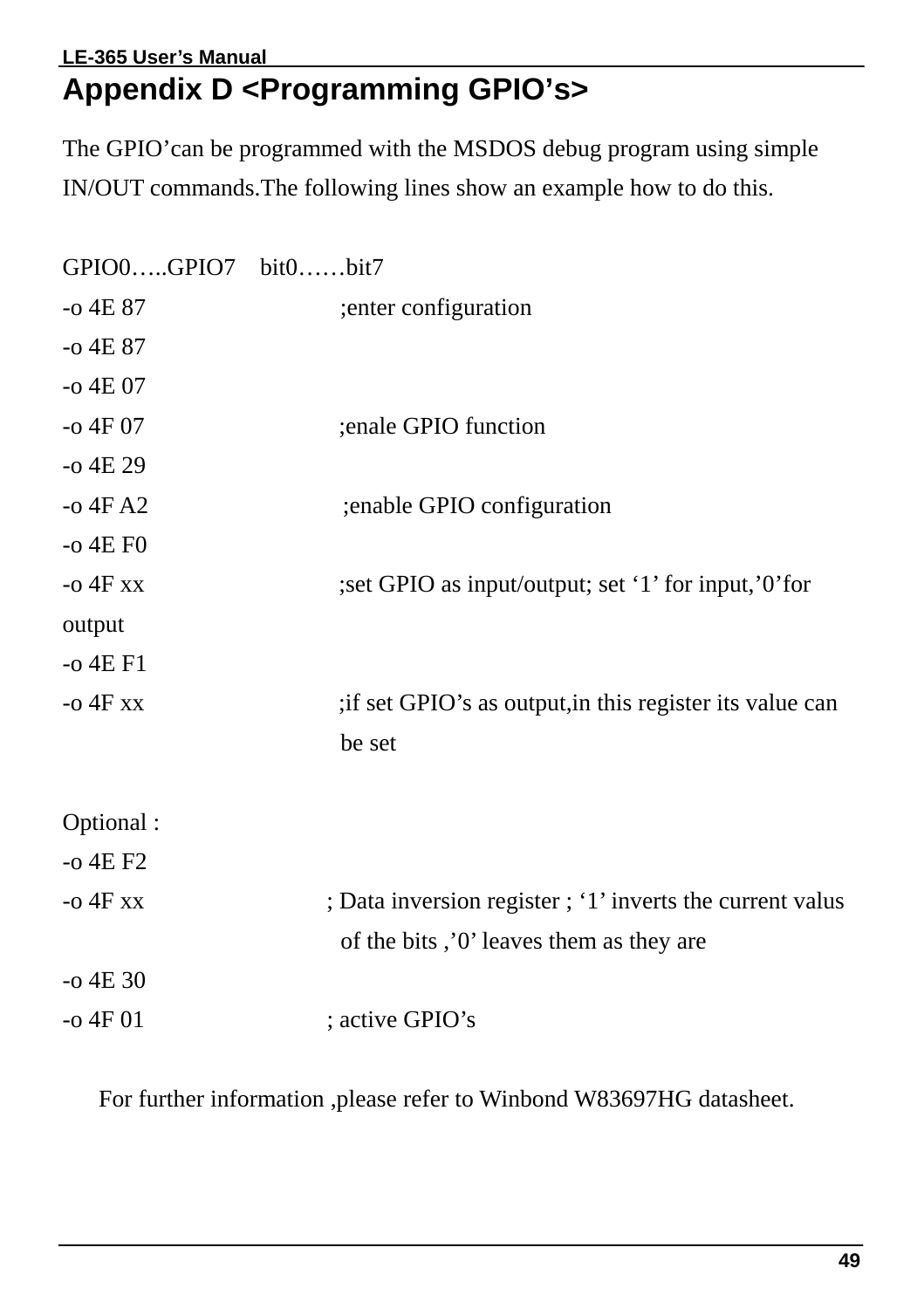# Appendix D <Programming GPIO's>

The GPIO'can be programmed with the MSDOS debug program using simple IN/OUT commands.The following lines show an example how to do this.

```
GPIO0…..GPIO7    bit0……bit7
-o 4E 87                ;enter configuration
-o 4E 87
-o 4E 07
-o 4F 07                ;enale GPIO function
-o 4E 29
-o 4F A2                ;enable GPIO configuration
-o 4E F0
-o 4F xx                ;set GPIO as input/output; set '1' for input,'0'for
output
-o 4E F1
-o 4F xx                ;if set GPIO's as output,in this register its value can
                         be set

Optional :
-o 4E F2
-o 4F xx               ; Data inversion register ; '1' inverts the current valus
                         of the bits ,'0' leaves them as they are
-o 4E 30
-o 4F 01               ; active GPIO's
```

For further information ,please refer to Winbond W83697HG datasheet.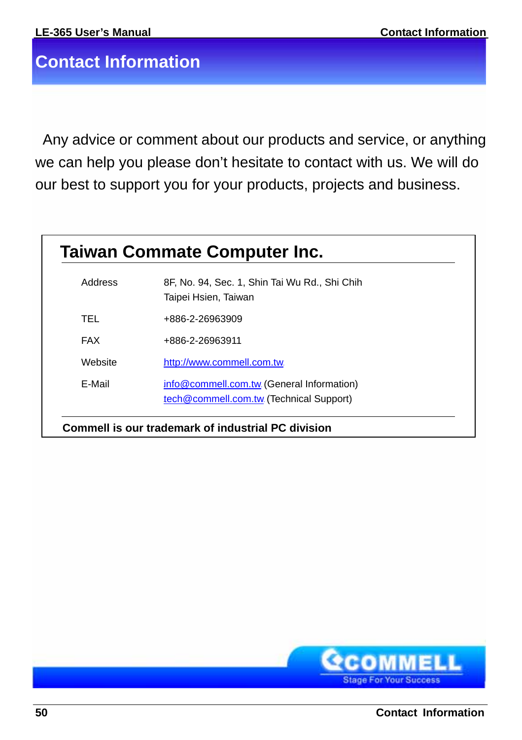# Contact Information

Any advice or comment about our products and service, or anything we can help you please don't hesitate to contact with us. We will do our best to support you for your products, projects and business.

## Taiwan Commate Computer Inc.

| | |
|---|---|
| Address | 8F, No. 94, Sec. 1, Shin Tai Wu Rd., Shi Chih<br>Taipei Hsien, Taiwan |
| TEL | +886-2-26963909 |
| FAX | +886-2-26963911 |
| Website | http://www.commell.com.tw |
| E-Mail | info@commell.com.tw (General Information)<br>tech@commell.com.tw (Technical Support) |

**Commell is our trademark of industrial PC division**

COMMELL
Stage For Your Success